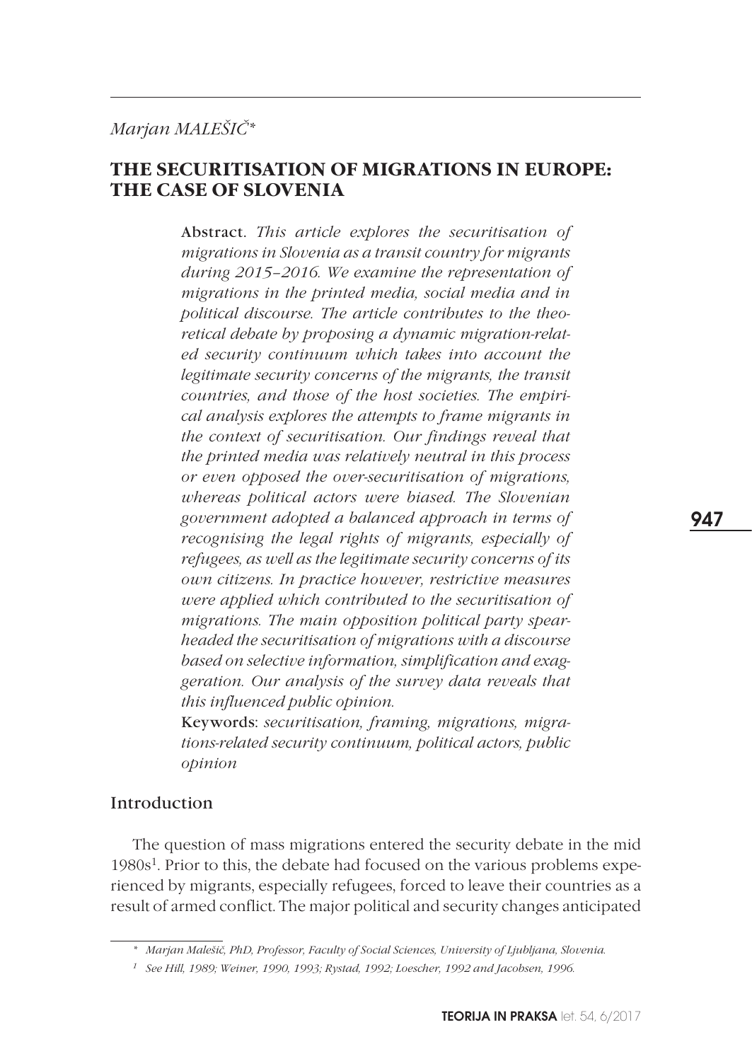*Marjan MALEŠIČ**

# THE SECURITISATION OF MIGRATIONS IN EUROPE: THE CASE OF SLOVENIA

**Abstract.** *This article explores the securitisation of migrations in Slovenia as a transit country for migrants during 2015–2016. We examine the representation of migrations in the printed media, social media and in political discourse. The article contributes to the theoretical debate by proposing a dynamic migration-related security continuum which takes into account the legitimate security concerns of the migrants, the transit countries, and those of the host societies. The empirical analysis explores the attempts to frame migrants in the context of securitisation. Our findings reveal that the printed media was relatively neutral in this process or even opposed the over-securitisation of migrations, whereas political actors were biased. The Slovenian government adopted a balanced approach in terms of recognising the legal rights of migrants, especially of refugees, as well as the legitimate security concerns of its own citizens. In practice however, restrictive measures were applied which contributed to the securitisation of migrations. The main opposition political party spearheaded the securitisation of migrations with a discourse based on selective information, simplification and exaggeration. Our analysis of the survey data reveals that this influenced public opinion.*

**Keywords**: *securitisation, framing, migrations, migrations-related security continuum, political actors, public opinion*

## Introduction

The question of mass migrations entered the security debate in the mid 1980s[1]. Prior to this, the debate had focused on the various problems experienced by migrants, especially refugees, forced to leave their countries as a result of armed conflict. The major political and security changes anticipated

---

\* *Marjan Malešič, PhD, Professor, Faculty of Social Sciences, University of Ljubljana, Slovenia.*

[1] *See Hill, 1989; Weiner, 1990, 1993; Rystad, 1992; Loescher, 1992 and Jacobsen, 1996.*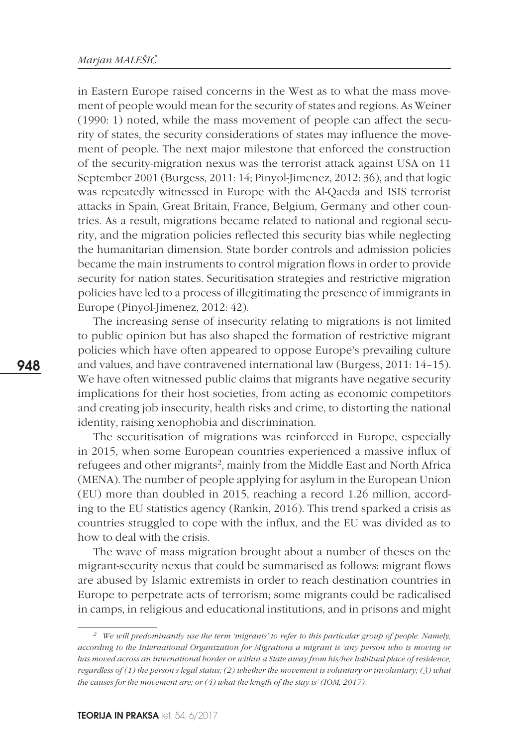in Eastern Europe raised concerns in the West as to what the mass movement of people would mean for the security of states and regions. As Weiner (1990: 1) noted, while the mass movement of people can affect the security of states, the security considerations of states may influence the movement of people. The next major milestone that enforced the construction of the security-migration nexus was the terrorist attack against USA on 11 September 2001 (Burgess, 2011: 14; Pinyol-Jimenez, 2012: 36), and that logic was repeatedly witnessed in Europe with the Al-Qaeda and ISIS terrorist attacks in Spain, Great Britain, France, Belgium, Germany and other countries. As a result, migrations became related to national and regional security, and the migration policies reflected this security bias while neglecting the humanitarian dimension. State border controls and admission policies became the main instruments to control migration flows in order to provide security for nation states. Securitisation strategies and restrictive migration policies have led to a process of illegitimating the presence of immigrants in Europe (Pinyol-Jimenez, 2012: 42).

The increasing sense of insecurity relating to migrations is not limited to public opinion but has also shaped the formation of restrictive migrant policies which have often appeared to oppose Europe's prevailing culture and values, and have contravened international law (Burgess, 2011: 14–15). We have often witnessed public claims that migrants have negative security implications for their host societies, from acting as economic competitors and creating job insecurity, health risks and crime, to distorting the national identity, raising xenophobia and discrimination.

The securitisation of migrations was reinforced in Europe, especially in 2015, when some European countries experienced a massive influx of refugees and other migrants[2], mainly from the Middle East and North Africa (MENA). The number of people applying for asylum in the European Union (EU) more than doubled in 2015, reaching a record 1.26 million, according to the EU statistics agency (Rankin, 2016). This trend sparked a crisis as countries struggled to cope with the influx, and the EU was divided as to how to deal with the crisis.

The wave of mass migration brought about a number of theses on the migrant-security nexus that could be summarised as follows: migrant flows are abused by Islamic extremists in order to reach destination countries in Europe to perpetrate acts of terrorism; some migrants could be radicalised in camps, in religious and educational institutions, and in prisons and might

---

[2] *We will predominantly use the term 'migrants' to refer to this particular group of people. Namely, according to the International Organization for Migrations a migrant is 'any person who is moving or has moved across an international border or within a State away from his/her habitual place of residence, regardless of (1) the person's legal status; (2) whether the movement is voluntary or involuntary; (3) what the causes for the movement are; or (4) what the length of the stay is' (IOM, 2017).*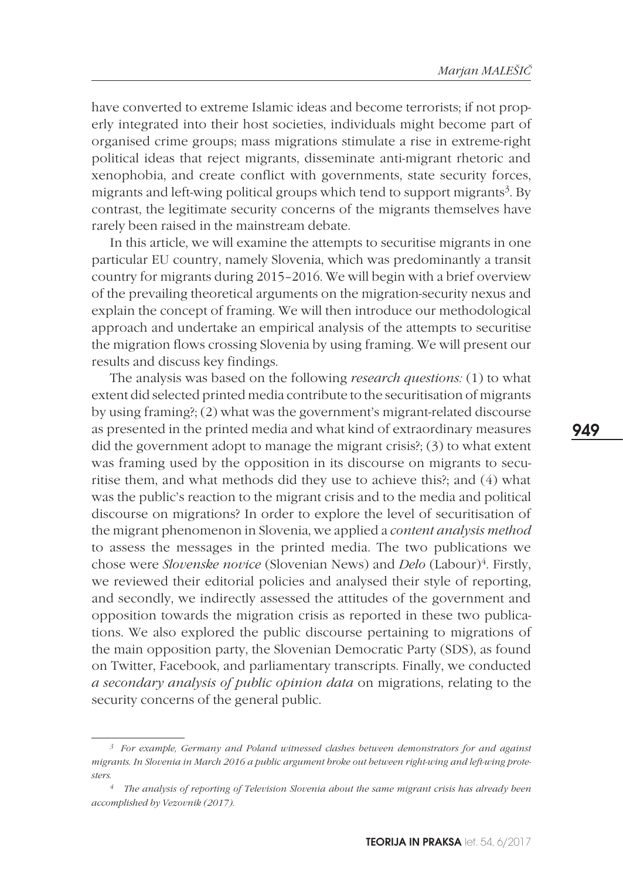have converted to extreme Islamic ideas and become terrorists; if not properly integrated into their host societies, individuals might become part of organised crime groups; mass migrations stimulate a rise in extreme-right political ideas that reject migrants, disseminate anti-migrant rhetoric and xenophobia, and create conflict with governments, state security forces, migrants and left-wing political groups which tend to support migrants[3]. By contrast, the legitimate security concerns of the migrants themselves have rarely been raised in the mainstream debate.

In this article, we will examine the attempts to securitise migrants in one particular EU country, namely Slovenia, which was predominantly a transit country for migrants during 2015–2016. We will begin with a brief overview of the prevailing theoretical arguments on the migration-security nexus and explain the concept of framing. We will then introduce our methodological approach and undertake an empirical analysis of the attempts to securitise the migration flows crossing Slovenia by using framing. We will present our results and discuss key findings.

The analysis was based on the following *research questions:* (1) to what extent did selected printed media contribute to the securitisation of migrants by using framing?; (2) what was the government's migrant-related discourse as presented in the printed media and what kind of extraordinary measures did the government adopt to manage the migrant crisis?; (3) to what extent was framing used by the opposition in its discourse on migrants to securitise them, and what methods did they use to achieve this?; and (4) what was the public's reaction to the migrant crisis and to the media and political discourse on migrations? In order to explore the level of securitisation of the migrant phenomenon in Slovenia, we applied a *content analysis method* to assess the messages in the printed media. The two publications we chose were *Slovenske novice* (Slovenian News) and *Delo* (Labour)[4]. Firstly, we reviewed their editorial policies and analysed their style of reporting, and secondly, we indirectly assessed the attitudes of the government and opposition towards the migration crisis as reported in these two publications. We also explored the public discourse pertaining to migrations of the main opposition party, the Slovenian Democratic Party (SDS), as found on Twitter, Facebook, and parliamentary transcripts. Finally, we conducted *a secondary analysis of public opinion data* on migrations, relating to the security concerns of the general public.

---

[3] *For example, Germany and Poland witnessed clashes between demonstrators for and against migrants. In Slovenia in March 2016 a public argument broke out between right-wing and left-wing protesters.*

[4] *The analysis of reporting of Television Slovenia about the same migrant crisis has already been accomplished by Vezovnik (2017).*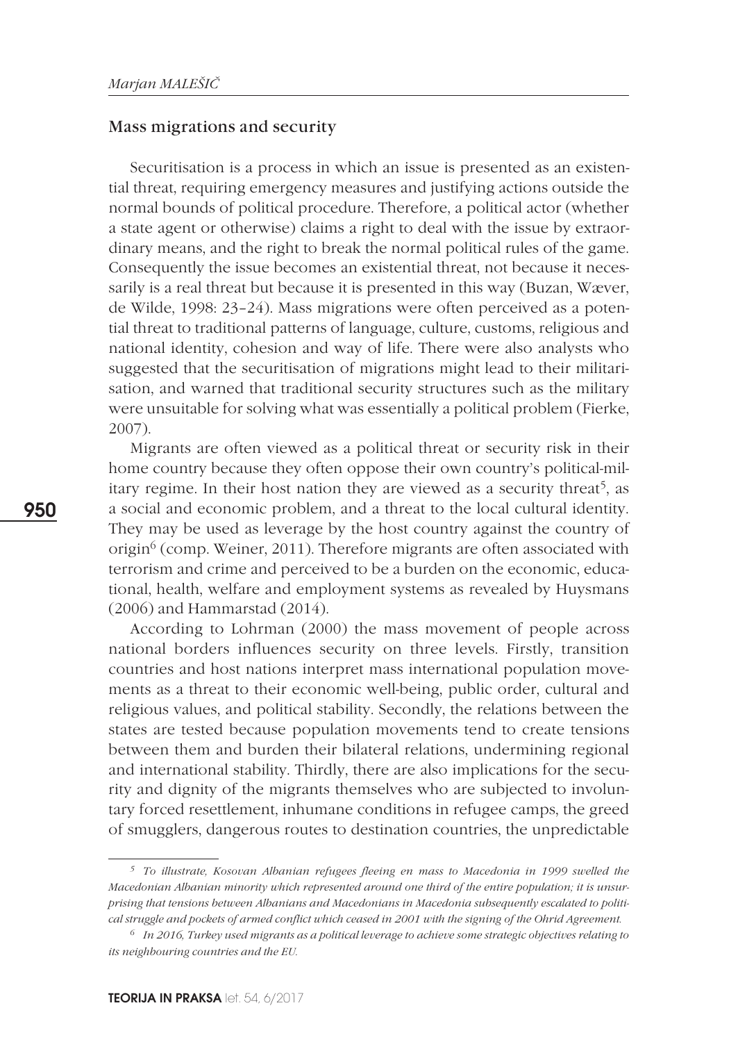## Mass migrations and security

Securitisation is a process in which an issue is presented as an existential threat, requiring emergency measures and justifying actions outside the normal bounds of political procedure. Therefore, a political actor (whether a state agent or otherwise) claims a right to deal with the issue by extraordinary means, and the right to break the normal political rules of the game. Consequently the issue becomes an existential threat, not because it necessarily is a real threat but because it is presented in this way (Buzan, Wæver, de Wilde, 1998: 23–24). Mass migrations were often perceived as a potential threat to traditional patterns of language, culture, customs, religious and national identity, cohesion and way of life. There were also analysts who suggested that the securitisation of migrations might lead to their militarisation, and warned that traditional security structures such as the military were unsuitable for solving what was essentially a political problem (Fierke, 2007).

Migrants are often viewed as a political threat or security risk in their home country because they often oppose their own country's political-military regime. In their host nation they are viewed as a security threat[5], as a social and economic problem, and a threat to the local cultural identity. They may be used as leverage by the host country against the country of origin[6] (comp. Weiner, 2011). Therefore migrants are often associated with terrorism and crime and perceived to be a burden on the economic, educational, health, welfare and employment systems as revealed by Huysmans (2006) and Hammarstad (2014).

According to Lohrman (2000) the mass movement of people across national borders influences security on three levels. Firstly, transition countries and host nations interpret mass international population movements as a threat to their economic well-being, public order, cultural and religious values, and political stability. Secondly, the relations between the states are tested because population movements tend to create tensions between them and burden their bilateral relations, undermining regional and international stability. Thirdly, there are also implications for the security and dignity of the migrants themselves who are subjected to involuntary forced resettlement, inhumane conditions in refugee camps, the greed of smugglers, dangerous routes to destination countries, the unpredictable

---

[5] *To illustrate, Kosovan Albanian refugees fleeing en mass to Macedonia in 1999 swelled the Macedonian Albanian minority which represented around one third of the entire population; it is unsurprising that tensions between Albanians and Macedonians in Macedonia subsequently escalated to political struggle and pockets of armed conflict which ceased in 2001 with the signing of the Ohrid Agreement.*

[6] *In 2016, Turkey used migrants as a political leverage to achieve some strategic objectives relating to its neighbouring countries and the EU.*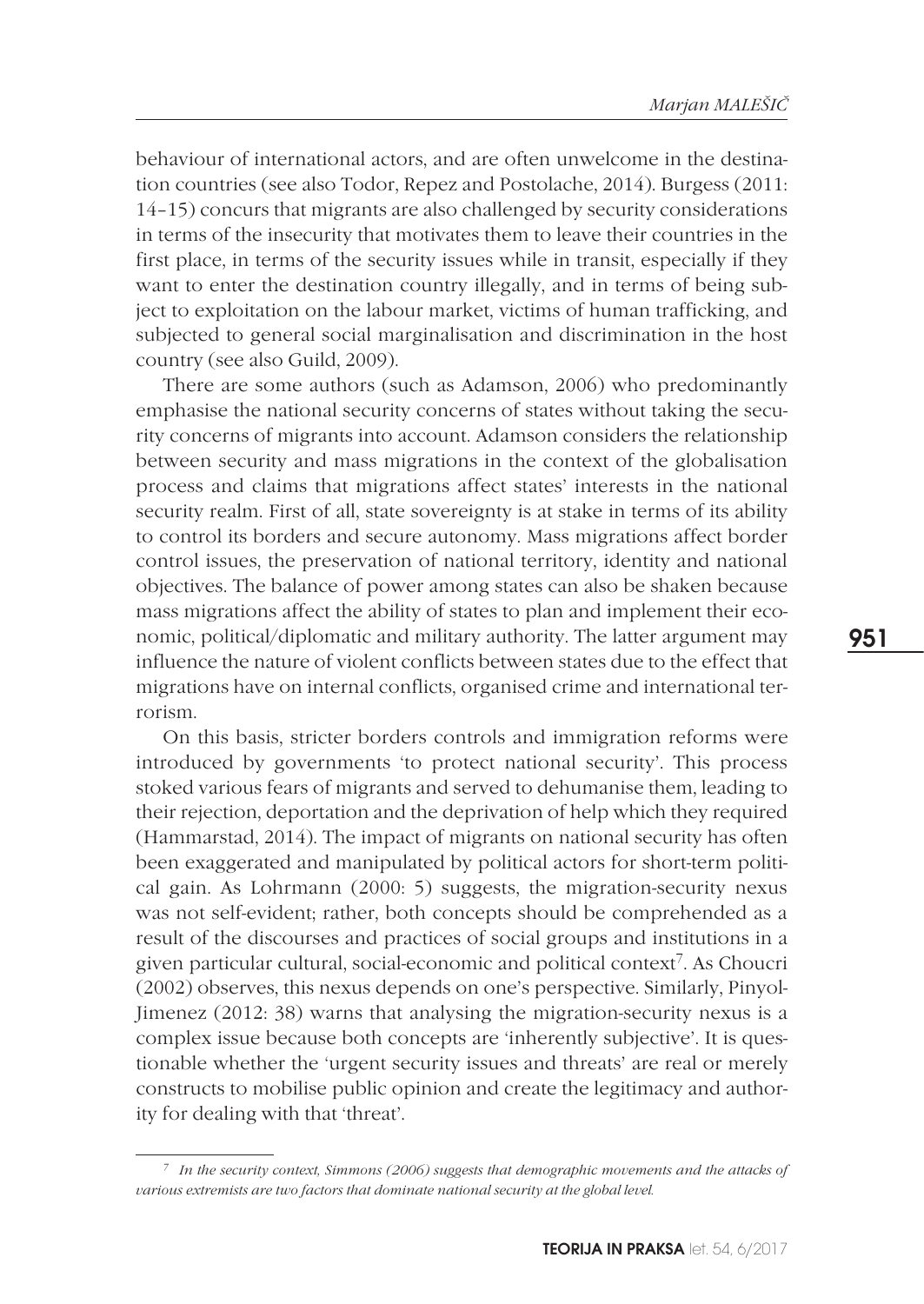behaviour of international actors, and are often unwelcome in the destination countries (see also Todor, Repez and Postolache, 2014). Burgess (2011: 14–15) concurs that migrants are also challenged by security considerations in terms of the insecurity that motivates them to leave their countries in the first place, in terms of the security issues while in transit, especially if they want to enter the destination country illegally, and in terms of being subject to exploitation on the labour market, victims of human trafficking, and subjected to general social marginalisation and discrimination in the host country (see also Guild, 2009).

There are some authors (such as Adamson, 2006) who predominantly emphasise the national security concerns of states without taking the security concerns of migrants into account. Adamson considers the relationship between security and mass migrations in the context of the globalisation process and claims that migrations affect states' interests in the national security realm. First of all, state sovereignty is at stake in terms of its ability to control its borders and secure autonomy. Mass migrations affect border control issues, the preservation of national territory, identity and national objectives. The balance of power among states can also be shaken because mass migrations affect the ability of states to plan and implement their economic, political/diplomatic and military authority. The latter argument may influence the nature of violent conflicts between states due to the effect that migrations have on internal conflicts, organised crime and international terrorism.

On this basis, stricter borders controls and immigration reforms were introduced by governments 'to protect national security'. This process stoked various fears of migrants and served to dehumanise them, leading to their rejection, deportation and the deprivation of help which they required (Hammarstad, 2014). The impact of migrants on national security has often been exaggerated and manipulated by political actors for short-term political gain. As Lohrmann (2000: 5) suggests, the migration-security nexus was not self-evident; rather, both concepts should be comprehended as a result of the discourses and practices of social groups and institutions in a given particular cultural, social-economic and political context[7]. As Choucri (2002) observes, this nexus depends on one's perspective. Similarly, Pinyol-Jimenez (2012: 38) warns that analysing the migration-security nexus is a complex issue because both concepts are 'inherently subjective'. It is questionable whether the 'urgent security issues and threats' are real or merely constructs to mobilise public opinion and create the legitimacy and authority for dealing with that 'threat'.

[7] *In the security context, Simmons (2006) suggests that demographic movements and the attacks of various extremists are two factors that dominate national security at the global level.*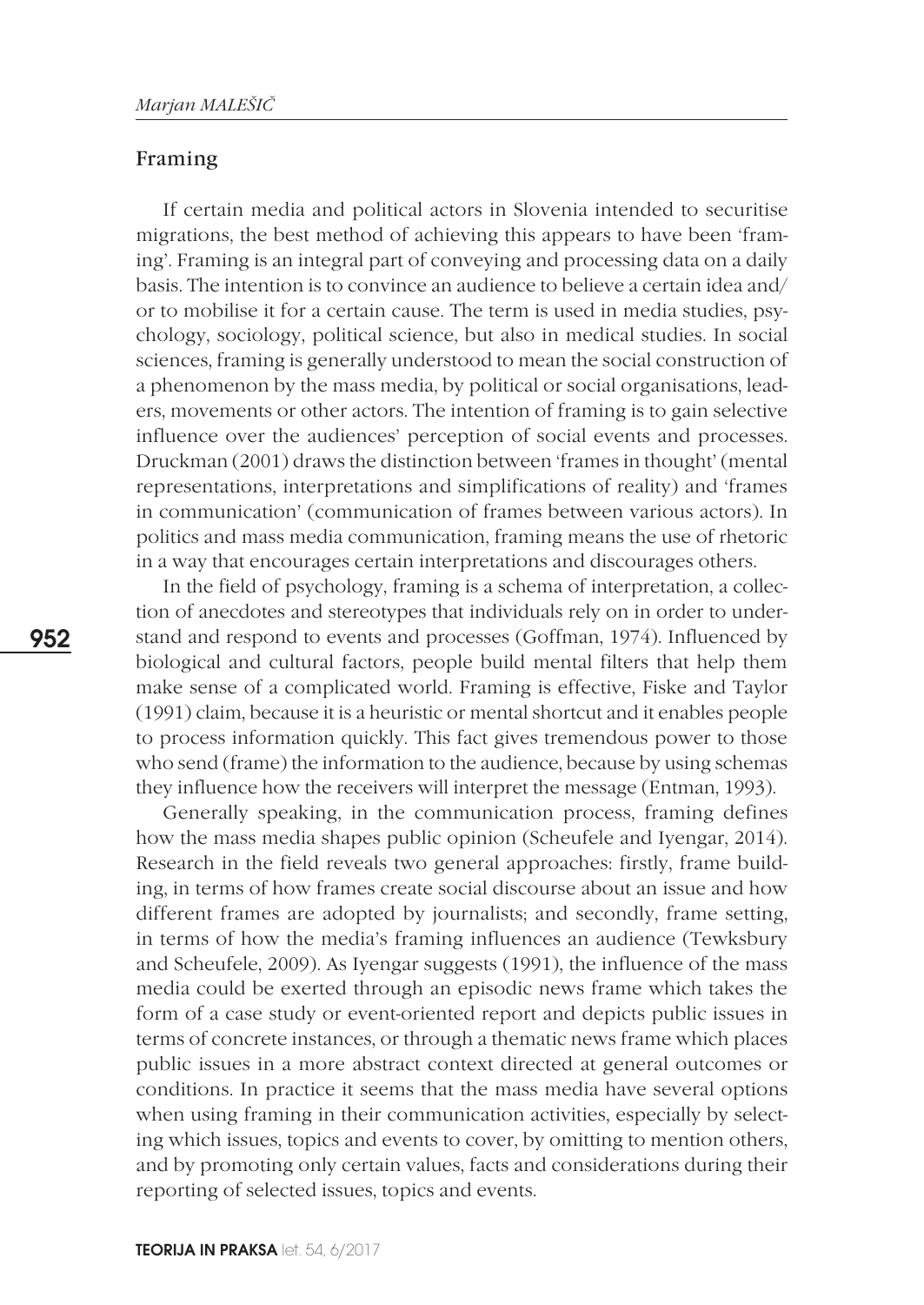## Framing

If certain media and political actors in Slovenia intended to securitise migrations, the best method of achieving this appears to have been 'framing'. Framing is an integral part of conveying and processing data on a daily basis. The intention is to convince an audience to believe a certain idea and/or to mobilise it for a certain cause. The term is used in media studies, psychology, sociology, political science, but also in medical studies. In social sciences, framing is generally understood to mean the social construction of a phenomenon by the mass media, by political or social organisations, leaders, movements or other actors. The intention of framing is to gain selective influence over the audiences' perception of social events and processes. Druckman (2001) draws the distinction between 'frames in thought' (mental representations, interpretations and simplifications of reality) and 'frames in communication' (communication of frames between various actors). In politics and mass media communication, framing means the use of rhetoric in a way that encourages certain interpretations and discourages others.

In the field of psychology, framing is a schema of interpretation, a collection of anecdotes and stereotypes that individuals rely on in order to understand and respond to events and processes (Goffman, 1974). Influenced by biological and cultural factors, people build mental filters that help them make sense of a complicated world. Framing is effective, Fiske and Taylor (1991) claim, because it is a heuristic or mental shortcut and it enables people to process information quickly. This fact gives tremendous power to those who send (frame) the information to the audience, because by using schemas they influence how the receivers will interpret the message (Entman, 1993).

Generally speaking, in the communication process, framing defines how the mass media shapes public opinion (Scheufele and Iyengar, 2014). Research in the field reveals two general approaches: firstly, frame building, in terms of how frames create social discourse about an issue and how different frames are adopted by journalists; and secondly, frame setting, in terms of how the media's framing influences an audience (Tewksbury and Scheufele, 2009). As Iyengar suggests (1991), the influence of the mass media could be exerted through an episodic news frame which takes the form of a case study or event-oriented report and depicts public issues in terms of concrete instances, or through a thematic news frame which places public issues in a more abstract context directed at general outcomes or conditions. In practice it seems that the mass media have several options when using framing in their communication activities, especially by selecting which issues, topics and events to cover, by omitting to mention others, and by promoting only certain values, facts and considerations during their reporting of selected issues, topics and events.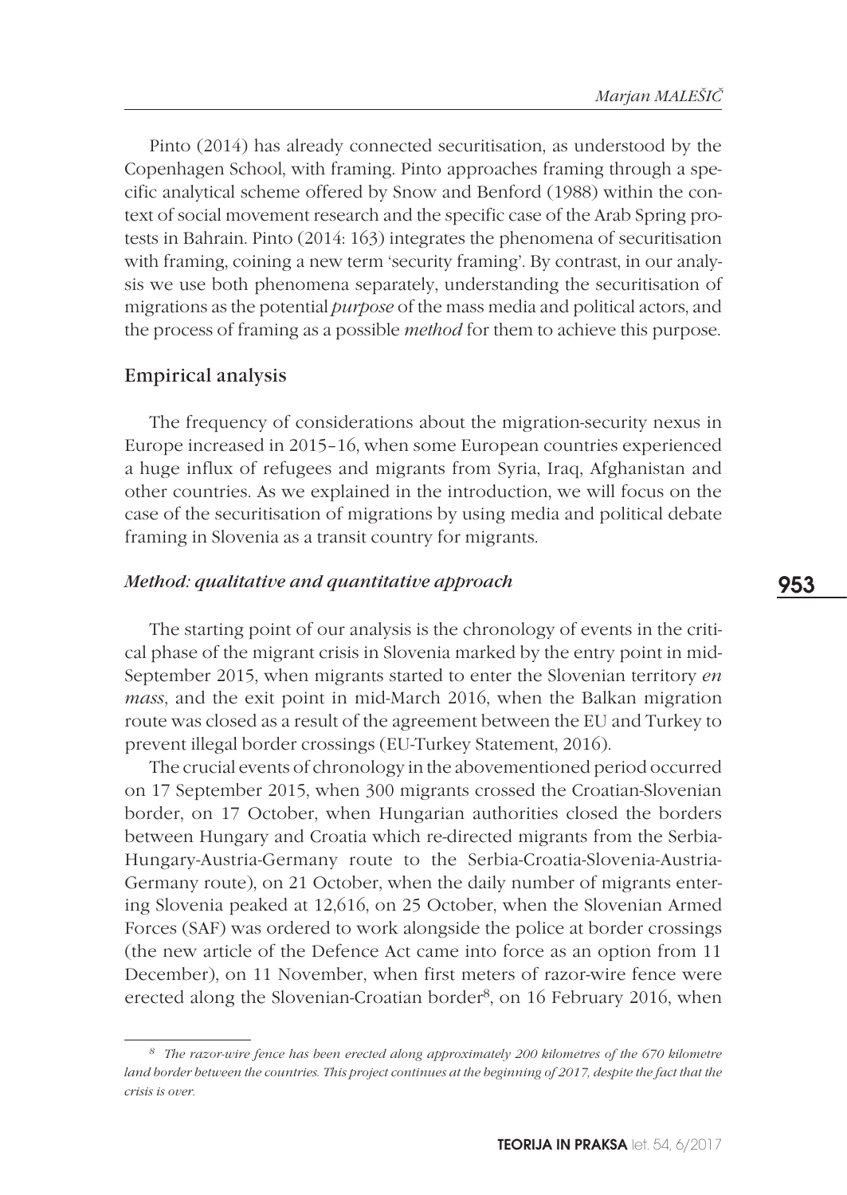Pinto (2014) has already connected securitisation, as understood by the Copenhagen School, with framing. Pinto approaches framing through a specific analytical scheme offered by Snow and Benford (1988) within the context of social movement research and the specific case of the Arab Spring protests in Bahrain. Pinto (2014: 163) integrates the phenomena of securitisation with framing, coining a new term 'security framing'. By contrast, in our analysis we use both phenomena separately, understanding the securitisation of migrations as the potential *purpose* of the mass media and political actors, and the process of framing as a possible *method* for them to achieve this purpose.

## Empirical analysis

The frequency of considerations about the migration-security nexus in Europe increased in 2015–16, when some European countries experienced a huge influx of refugees and migrants from Syria, Iraq, Afghanistan and other countries. As we explained in the introduction, we will focus on the case of the securitisation of migrations by using media and political debate framing in Slovenia as a transit country for migrants.

### *Method: qualitative and quantitative approach*

The starting point of our analysis is the chronology of events in the critical phase of the migrant crisis in Slovenia marked by the entry point in mid-September 2015, when migrants started to enter the Slovenian territory *en mass*, and the exit point in mid-March 2016, when the Balkan migration route was closed as a result of the agreement between the EU and Turkey to prevent illegal border crossings (EU-Turkey Statement, 2016).

The crucial events of chronology in the abovementioned period occurred on 17 September 2015, when 300 migrants crossed the Croatian-Slovenian border, on 17 October, when Hungarian authorities closed the borders between Hungary and Croatia which re-directed migrants from the Serbia-Hungary-Austria-Germany route to the Serbia-Croatia-Slovenia-Austria-Germany route), on 21 October, when the daily number of migrants entering Slovenia peaked at 12,616, on 25 October, when the Slovenian Armed Forces (SAF) was ordered to work alongside the police at border crossings (the new article of the Defence Act came into force as an option from 11 December), on 11 November, when first meters of razor-wire fence were erected along the Slovenian-Croatian border[8], on 16 February 2016, when

[8] *The razor-wire fence has been erected along approximately 200 kilometres of the 670 kilometre land border between the countries. This project continues at the beginning of 2017, despite the fact that the crisis is over.*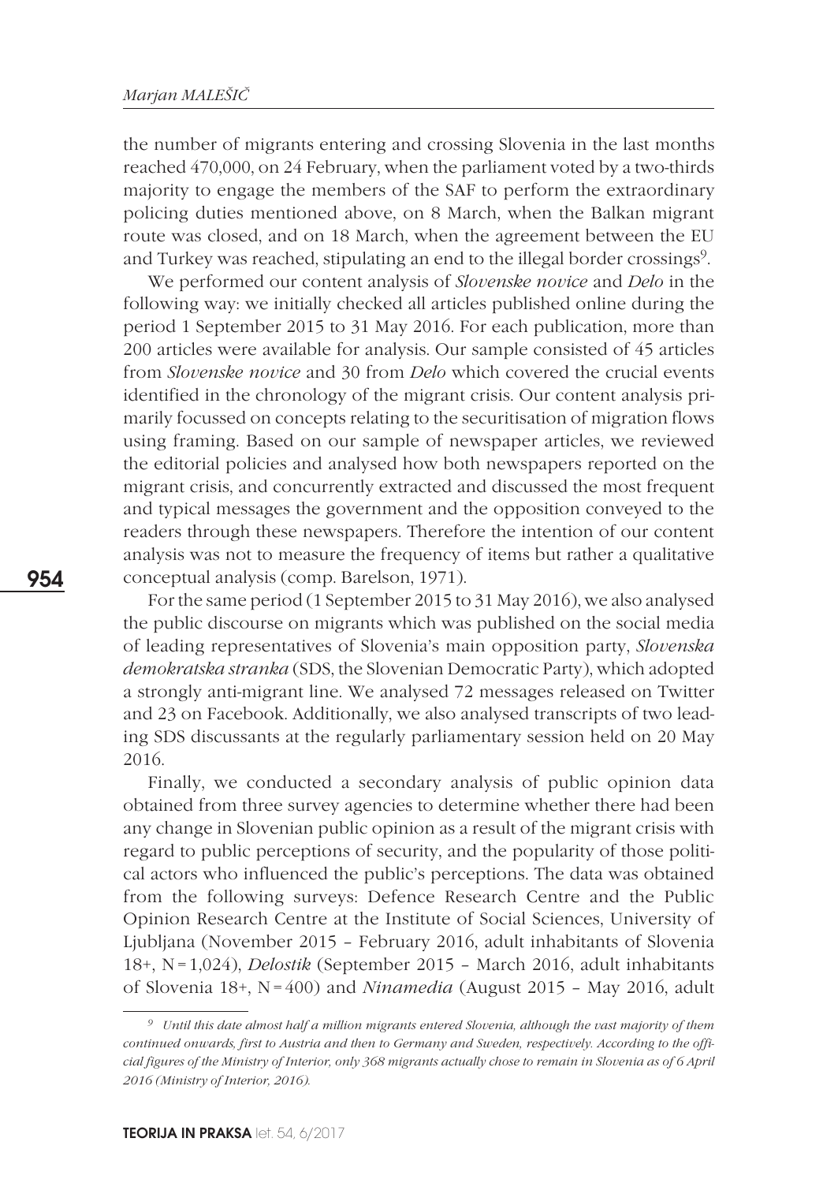the number of migrants entering and crossing Slovenia in the last months reached 470,000, on 24 February, when the parliament voted by a two-thirds majority to engage the members of the SAF to perform the extraordinary policing duties mentioned above, on 8 March, when the Balkan migrant route was closed, and on 18 March, when the agreement between the EU and Turkey was reached, stipulating an end to the illegal border crossings[9].

We performed our content analysis of *Slovenske novice* and *Delo* in the following way: we initially checked all articles published online during the period 1 September 2015 to 31 May 2016. For each publication, more than 200 articles were available for analysis. Our sample consisted of 45 articles from *Slovenske novice* and 30 from *Delo* which covered the crucial events identified in the chronology of the migrant crisis. Our content analysis primarily focussed on concepts relating to the securitisation of migration flows using framing. Based on our sample of newspaper articles, we reviewed the editorial policies and analysed how both newspapers reported on the migrant crisis, and concurrently extracted and discussed the most frequent and typical messages the government and the opposition conveyed to the readers through these newspapers. Therefore the intention of our content analysis was not to measure the frequency of items but rather a qualitative conceptual analysis (comp. Barelson, 1971).

For the same period (1 September 2015 to 31 May 2016), we also analysed the public discourse on migrants which was published on the social media of leading representatives of Slovenia's main opposition party, *Slovenska demokratska stranka* (SDS, the Slovenian Democratic Party), which adopted a strongly anti-migrant line. We analysed 72 messages released on Twitter and 23 on Facebook. Additionally, we also analysed transcripts of two leading SDS discussants at the regularly parliamentary session held on 20 May 2016.

Finally, we conducted a secondary analysis of public opinion data obtained from three survey agencies to determine whether there had been any change in Slovenian public opinion as a result of the migrant crisis with regard to public perceptions of security, and the popularity of those political actors who influenced the public's perceptions. The data was obtained from the following surveys: Defence Research Centre and the Public Opinion Research Centre at the Institute of Social Sciences, University of Ljubljana (November 2015 – February 2016, adult inhabitants of Slovenia 18+, N = 1,024), *Delostik* (September 2015 – March 2016, adult inhabitants of Slovenia 18+, N = 400) and *Ninamedia* (August 2015 – May 2016, adult

[9] *Until this date almost half a million migrants entered Slovenia, although the vast majority of them continued onwards, first to Austria and then to Germany and Sweden, respectively. According to the official figures of the Ministry of Interior, only 368 migrants actually chose to remain in Slovenia as of 6 April 2016 (Ministry of Interior, 2016).*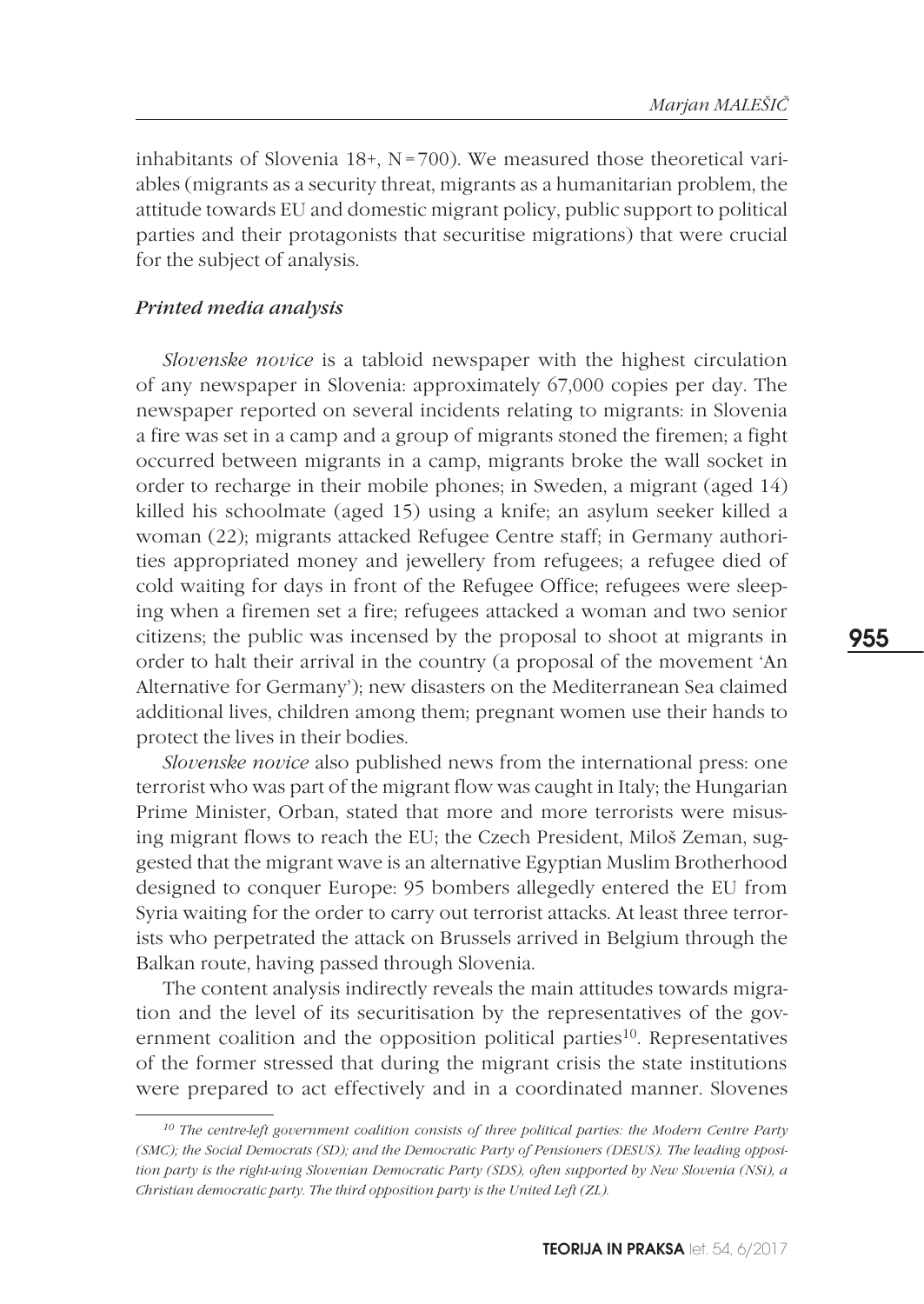inhabitants of Slovenia 18+, N = 700). We measured those theoretical variables (migrants as a security threat, migrants as a humanitarian problem, the attitude towards EU and domestic migrant policy, public support to political parties and their protagonists that securitise migrations) that were crucial for the subject of analysis.

### *Printed media analysis*

*Slovenske novice* is a tabloid newspaper with the highest circulation of any newspaper in Slovenia: approximately 67,000 copies per day. The newspaper reported on several incidents relating to migrants: in Slovenia a fire was set in a camp and a group of migrants stoned the firemen; a fight occurred between migrants in a camp, migrants broke the wall socket in order to recharge in their mobile phones; in Sweden, a migrant (aged 14) killed his schoolmate (aged 15) using a knife; an asylum seeker killed a woman (22); migrants attacked Refugee Centre staff; in Germany authorities appropriated money and jewellery from refugees; a refugee died of cold waiting for days in front of the Refugee Office; refugees were sleeping when a firemen set a fire; refugees attacked a woman and two senior citizens; the public was incensed by the proposal to shoot at migrants in order to halt their arrival in the country (a proposal of the movement 'An Alternative for Germany'); new disasters on the Mediterranean Sea claimed additional lives, children among them; pregnant women use their hands to protect the lives in their bodies.

*Slovenske novice* also published news from the international press: one terrorist who was part of the migrant flow was caught in Italy; the Hungarian Prime Minister, Orban, stated that more and more terrorists were misusing migrant flows to reach the EU; the Czech President, Miloš Zeman, suggested that the migrant wave is an alternative Egyptian Muslim Brotherhood designed to conquer Europe: 95 bombers allegedly entered the EU from Syria waiting for the order to carry out terrorist attacks. At least three terrorists who perpetrated the attack on Brussels arrived in Belgium through the Balkan route, having passed through Slovenia.

The content analysis indirectly reveals the main attitudes towards migration and the level of its securitisation by the representatives of the government coalition and the opposition political parties[10]. Representatives of the former stressed that during the migrant crisis the state institutions were prepared to act effectively and in a coordinated manner. Slovenes

---

*[10] The centre-left government coalition consists of three political parties: the Modern Centre Party (SMC); the Social Democrats (SD); and the Democratic Party of Pensioners (DESUS). The leading opposition party is the right-wing Slovenian Democratic Party (SDS), often supported by New Slovenia (NSi), a Christian democratic party. The third opposition party is the United Left (ZL).*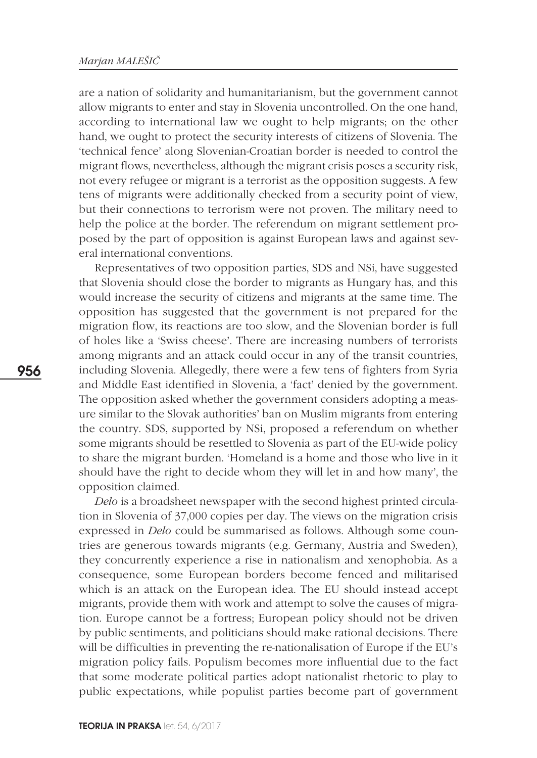are a nation of solidarity and humanitarianism, but the government cannot allow migrants to enter and stay in Slovenia uncontrolled. On the one hand, according to international law we ought to help migrants; on the other hand, we ought to protect the security interests of citizens of Slovenia. The 'technical fence' along Slovenian-Croatian border is needed to control the migrant flows, nevertheless, although the migrant crisis poses a security risk, not every refugee or migrant is a terrorist as the opposition suggests. A few tens of migrants were additionally checked from a security point of view, but their connections to terrorism were not proven. The military need to help the police at the border. The referendum on migrant settlement proposed by the part of opposition is against European laws and against several international conventions.

Representatives of two opposition parties, SDS and NSi, have suggested that Slovenia should close the border to migrants as Hungary has, and this would increase the security of citizens and migrants at the same time. The opposition has suggested that the government is not prepared for the migration flow, its reactions are too slow, and the Slovenian border is full of holes like a 'Swiss cheese'. There are increasing numbers of terrorists among migrants and an attack could occur in any of the transit countries, including Slovenia. Allegedly, there were a few tens of fighters from Syria and Middle East identified in Slovenia, a 'fact' denied by the government. The opposition asked whether the government considers adopting a measure similar to the Slovak authorities' ban on Muslim migrants from entering the country. SDS, supported by NSi, proposed a referendum on whether some migrants should be resettled to Slovenia as part of the EU-wide policy to share the migrant burden. 'Homeland is a home and those who live in it should have the right to decide whom they will let in and how many', the opposition claimed.

*Delo* is a broadsheet newspaper with the second highest printed circulation in Slovenia of 37,000 copies per day. The views on the migration crisis expressed in *Delo* could be summarised as follows. Although some countries are generous towards migrants (e.g. Germany, Austria and Sweden), they concurrently experience a rise in nationalism and xenophobia. As a consequence, some European borders become fenced and militarised which is an attack on the European idea. The EU should instead accept migrants, provide them with work and attempt to solve the causes of migration. Europe cannot be a fortress; European policy should not be driven by public sentiments, and politicians should make rational decisions. There will be difficulties in preventing the re-nationalisation of Europe if the EU's migration policy fails. Populism becomes more influential due to the fact that some moderate political parties adopt nationalist rhetoric to play to public expectations, while populist parties become part of government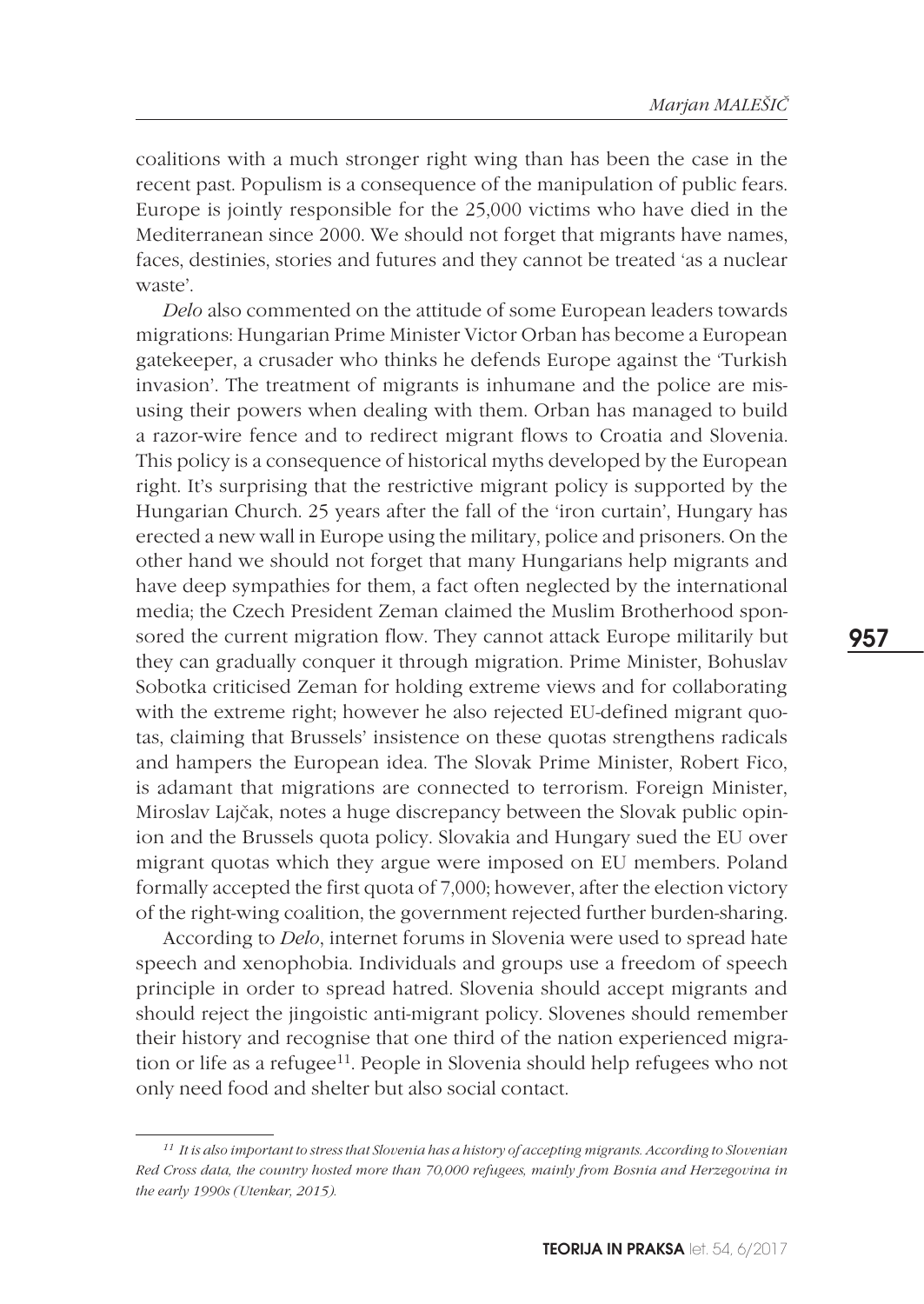coalitions with a much stronger right wing than has been the case in the recent past. Populism is a consequence of the manipulation of public fears. Europe is jointly responsible for the 25,000 victims who have died in the Mediterranean since 2000. We should not forget that migrants have names, faces, destinies, stories and futures and they cannot be treated 'as a nuclear waste'.

*Delo* also commented on the attitude of some European leaders towards migrations: Hungarian Prime Minister Victor Orban has become a European gatekeeper, a crusader who thinks he defends Europe against the 'Turkish invasion'. The treatment of migrants is inhumane and the police are misusing their powers when dealing with them. Orban has managed to build a razor-wire fence and to redirect migrant flows to Croatia and Slovenia. This policy is a consequence of historical myths developed by the European right. It's surprising that the restrictive migrant policy is supported by the Hungarian Church. 25 years after the fall of the 'iron curtain', Hungary has erected a new wall in Europe using the military, police and prisoners. On the other hand we should not forget that many Hungarians help migrants and have deep sympathies for them, a fact often neglected by the international media; the Czech President Zeman claimed the Muslim Brotherhood sponsored the current migration flow. They cannot attack Europe militarily but they can gradually conquer it through migration. Prime Minister, Bohuslav Sobotka criticised Zeman for holding extreme views and for collaborating with the extreme right; however he also rejected EU-defined migrant quotas, claiming that Brussels' insistence on these quotas strengthens radicals and hampers the European idea. The Slovak Prime Minister, Robert Fico, is adamant that migrations are connected to terrorism. Foreign Minister, Miroslav Lajčak, notes a huge discrepancy between the Slovak public opinion and the Brussels quota policy. Slovakia and Hungary sued the EU over migrant quotas which they argue were imposed on EU members. Poland formally accepted the first quota of 7,000; however, after the election victory of the right-wing coalition, the government rejected further burden-sharing.

According to *Delo*, internet forums in Slovenia were used to spread hate speech and xenophobia. Individuals and groups use a freedom of speech principle in order to spread hatred. Slovenia should accept migrants and should reject the jingoistic anti-migrant policy. Slovenes should remember their history and recognise that one third of the nation experienced migration or life as a refugee[11]. People in Slovenia should help refugees who not only need food and shelter but also social contact.

[11] *It is also important to stress that Slovenia has a history of accepting migrants. According to Slovenian Red Cross data, the country hosted more than 70,000 refugees, mainly from Bosnia and Herzegovina in the early 1990s (Utenkar, 2015).*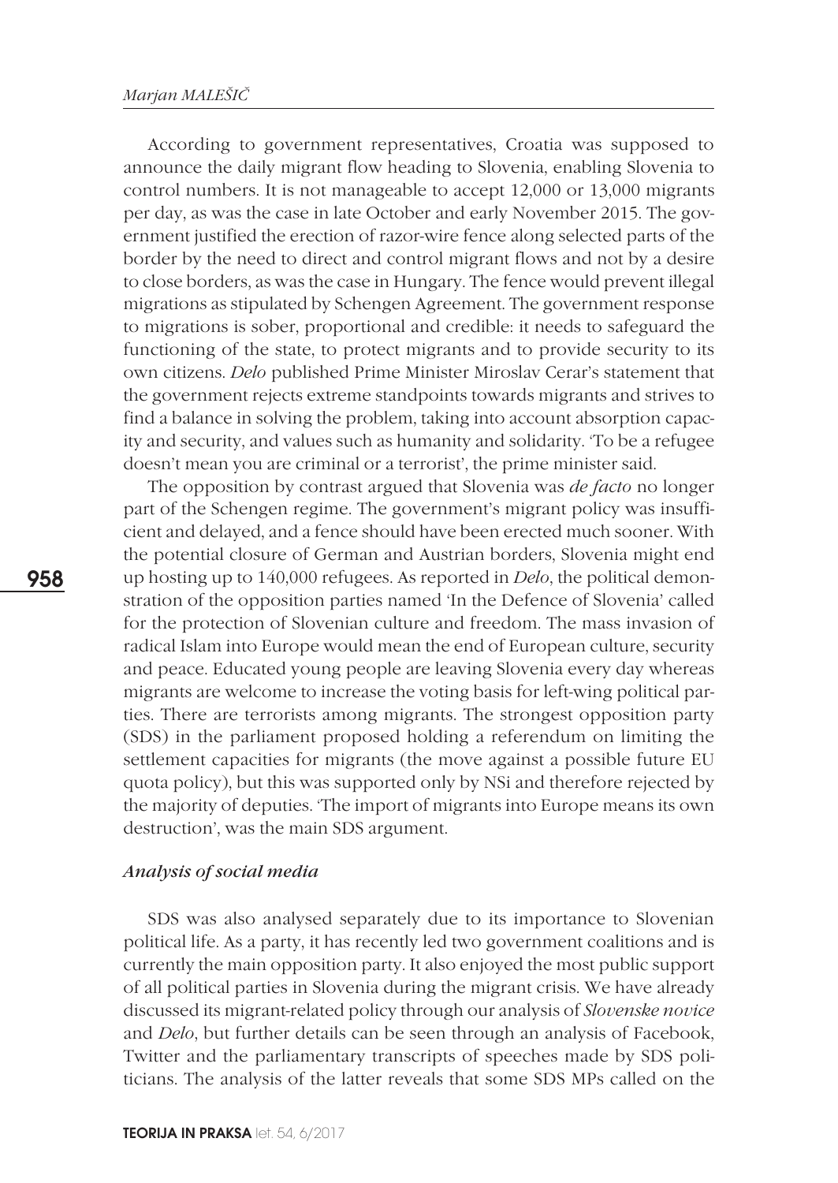According to government representatives, Croatia was supposed to announce the daily migrant flow heading to Slovenia, enabling Slovenia to control numbers. It is not manageable to accept 12,000 or 13,000 migrants per day, as was the case in late October and early November 2015. The government justified the erection of razor-wire fence along selected parts of the border by the need to direct and control migrant flows and not by a desire to close borders, as was the case in Hungary. The fence would prevent illegal migrations as stipulated by Schengen Agreement. The government response to migrations is sober, proportional and credible: it needs to safeguard the functioning of the state, to protect migrants and to provide security to its own citizens. *Delo* published Prime Minister Miroslav Cerar's statement that the government rejects extreme standpoints towards migrants and strives to find a balance in solving the problem, taking into account absorption capacity and security, and values such as humanity and solidarity. 'To be a refugee doesn't mean you are criminal or a terrorist', the prime minister said.

The opposition by contrast argued that Slovenia was *de facto* no longer part of the Schengen regime. The government's migrant policy was insufficient and delayed, and a fence should have been erected much sooner. With the potential closure of German and Austrian borders, Slovenia might end up hosting up to 140,000 refugees. As reported in *Delo*, the political demonstration of the opposition parties named 'In the Defence of Slovenia' called for the protection of Slovenian culture and freedom. The mass invasion of radical Islam into Europe would mean the end of European culture, security and peace. Educated young people are leaving Slovenia every day whereas migrants are welcome to increase the voting basis for left-wing political parties. There are terrorists among migrants. The strongest opposition party (SDS) in the parliament proposed holding a referendum on limiting the settlement capacities for migrants (the move against a possible future EU quota policy), but this was supported only by NSi and therefore rejected by the majority of deputies. 'The import of migrants into Europe means its own destruction', was the main SDS argument.

### *Analysis of social media*

SDS was also analysed separately due to its importance to Slovenian political life. As a party, it has recently led two government coalitions and is currently the main opposition party. It also enjoyed the most public support of all political parties in Slovenia during the migrant crisis. We have already discussed its migrant-related policy through our analysis of *Slovenske novice* and *Delo*, but further details can be seen through an analysis of Facebook, Twitter and the parliamentary transcripts of speeches made by SDS politicians. The analysis of the latter reveals that some SDS MPs called on the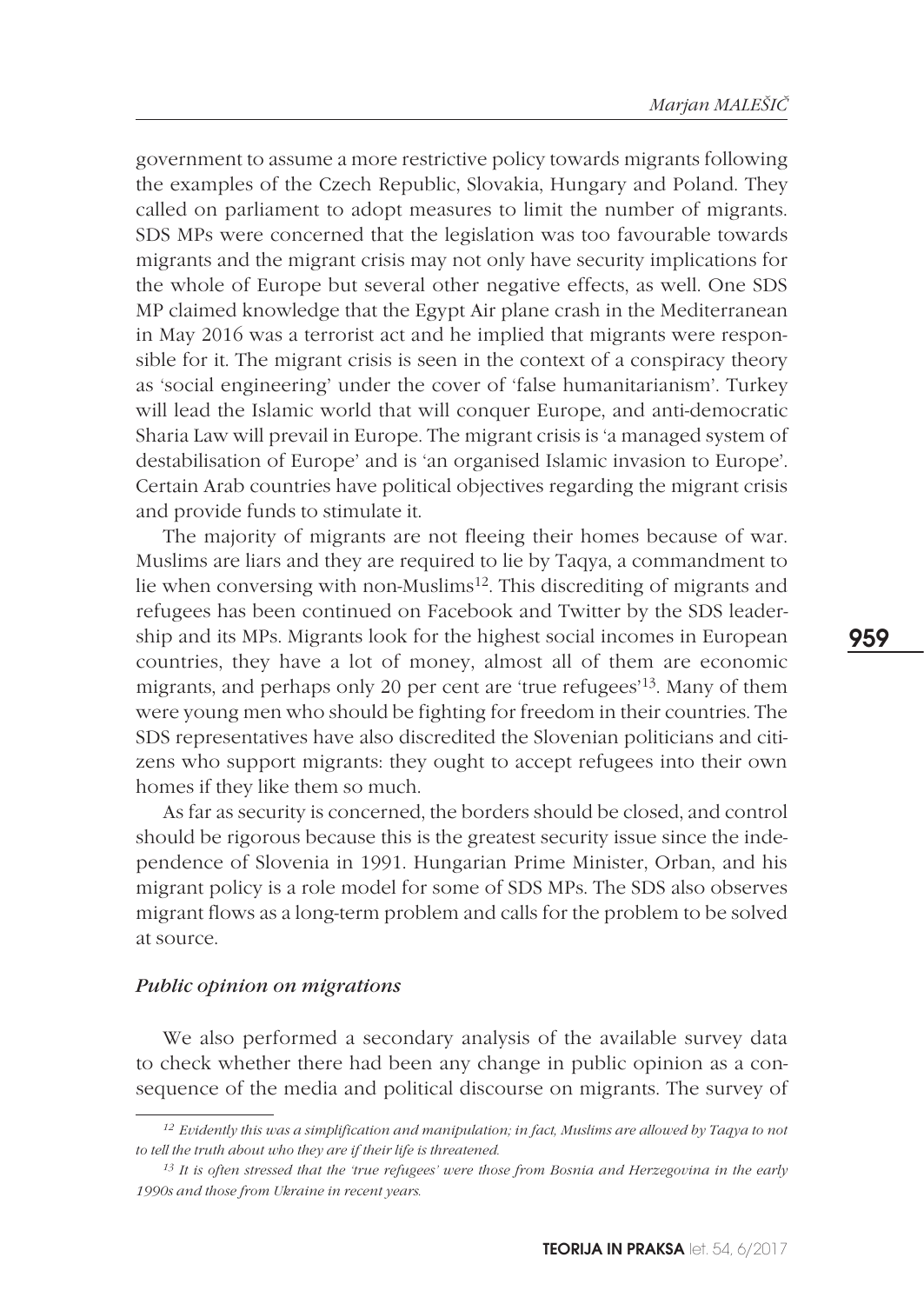government to assume a more restrictive policy towards migrants following the examples of the Czech Republic, Slovakia, Hungary and Poland. They called on parliament to adopt measures to limit the number of migrants. SDS MPs were concerned that the legislation was too favourable towards migrants and the migrant crisis may not only have security implications for the whole of Europe but several other negative effects, as well. One SDS MP claimed knowledge that the Egypt Air plane crash in the Mediterranean in May 2016 was a terrorist act and he implied that migrants were responsible for it. The migrant crisis is seen in the context of a conspiracy theory as 'social engineering' under the cover of 'false humanitarianism'. Turkey will lead the Islamic world that will conquer Europe, and anti-democratic Sharia Law will prevail in Europe. The migrant crisis is 'a managed system of destabilisation of Europe' and is 'an organised Islamic invasion to Europe'. Certain Arab countries have political objectives regarding the migrant crisis and provide funds to stimulate it.

The majority of migrants are not fleeing their homes because of war. Muslims are liars and they are required to lie by Taqya, a commandment to lie when conversing with non-Muslims[12]. This discrediting of migrants and refugees has been continued on Facebook and Twitter by the SDS leadership and its MPs. Migrants look for the highest social incomes in European countries, they have a lot of money, almost all of them are economic migrants, and perhaps only 20 per cent are 'true refugees'[13]. Many of them were young men who should be fighting for freedom in their countries. The SDS representatives have also discredited the Slovenian politicians and citizens who support migrants: they ought to accept refugees into their own homes if they like them so much.

As far as security is concerned, the borders should be closed, and control should be rigorous because this is the greatest security issue since the independence of Slovenia in 1991. Hungarian Prime Minister, Orban, and his migrant policy is a role model for some of SDS MPs. The SDS also observes migrant flows as a long-term problem and calls for the problem to be solved at source.

### *Public opinion on migrations*

We also performed a secondary analysis of the available survey data to check whether there had been any change in public opinion as a consequence of the media and political discourse on migrants. The survey of

---

[12] *Evidently this was a simplification and manipulation; in fact, Muslims are allowed by Taqya to not to tell the truth about who they are if their life is threatened.*

[13] *It is often stressed that the 'true refugees' were those from Bosnia and Herzegovina in the early 1990s and those from Ukraine in recent years.*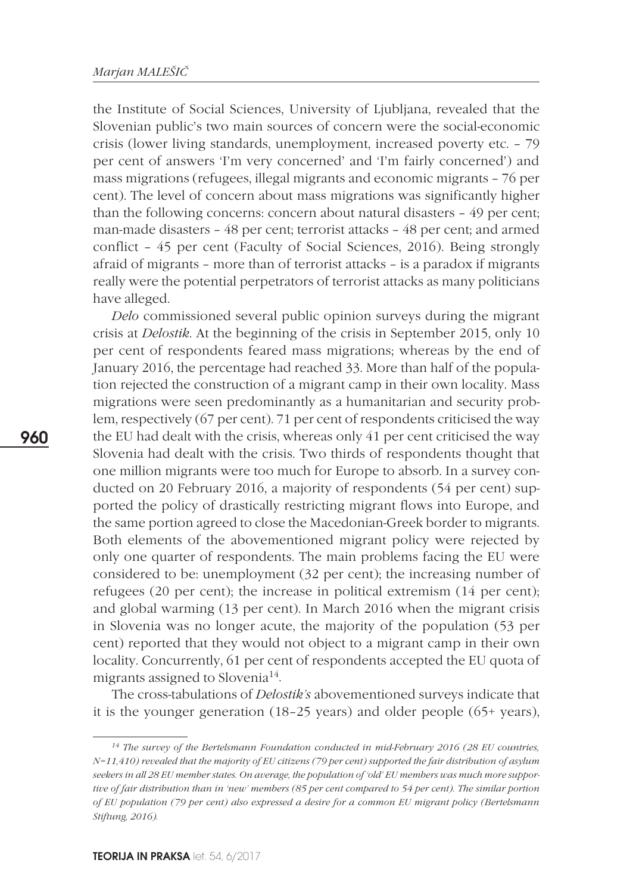the Institute of Social Sciences, University of Ljubljana, revealed that the Slovenian public's two main sources of concern were the social-economic crisis (lower living standards, unemployment, increased poverty etc. – 79 per cent of answers 'I'm very concerned' and 'I'm fairly concerned') and mass migrations (refugees, illegal migrants and economic migrants – 76 per cent). The level of concern about mass migrations was significantly higher than the following concerns: concern about natural disasters – 49 per cent; man-made disasters – 48 per cent; terrorist attacks – 48 per cent; and armed conflict – 45 per cent (Faculty of Social Sciences, 2016). Being strongly afraid of migrants – more than of terrorist attacks – is a paradox if migrants really were the potential perpetrators of terrorist attacks as many politicians have alleged.

*Delo* commissioned several public opinion surveys during the migrant crisis at *Delostik*. At the beginning of the crisis in September 2015, only 10 per cent of respondents feared mass migrations; whereas by the end of January 2016, the percentage had reached 33. More than half of the population rejected the construction of a migrant camp in their own locality. Mass migrations were seen predominantly as a humanitarian and security problem, respectively (67 per cent). 71 per cent of respondents criticised the way the EU had dealt with the crisis, whereas only 41 per cent criticised the way Slovenia had dealt with the crisis. Two thirds of respondents thought that one million migrants were too much for Europe to absorb. In a survey conducted on 20 February 2016, a majority of respondents (54 per cent) supported the policy of drastically restricting migrant flows into Europe, and the same portion agreed to close the Macedonian-Greek border to migrants. Both elements of the abovementioned migrant policy were rejected by only one quarter of respondents. The main problems facing the EU were considered to be: unemployment (32 per cent); the increasing number of refugees (20 per cent); the increase in political extremism (14 per cent); and global warming (13 per cent). In March 2016 when the migrant crisis in Slovenia was no longer acute, the majority of the population (53 per cent) reported that they would not object to a migrant camp in their own locality. Concurrently, 61 per cent of respondents accepted the EU quota of migrants assigned to Slovenia[14].

The cross-tabulations of *Delostik's* abovementioned surveys indicate that it is the younger generation (18–25 years) and older people (65+ years),

---

*[14] The survey of the Bertelsmann Foundation conducted in mid-February 2016 (28 EU countries, N=11,410) revealed that the majority of EU citizens (79 per cent) supported the fair distribution of asylum seekers in all 28 EU member states. On average, the population of 'old' EU members was much more supportive of fair distribution than in 'new' members (85 per cent compared to 54 per cent). The similar portion of EU population (79 per cent) also expressed a desire for a common EU migrant policy (Bertelsmann Stiftung, 2016).*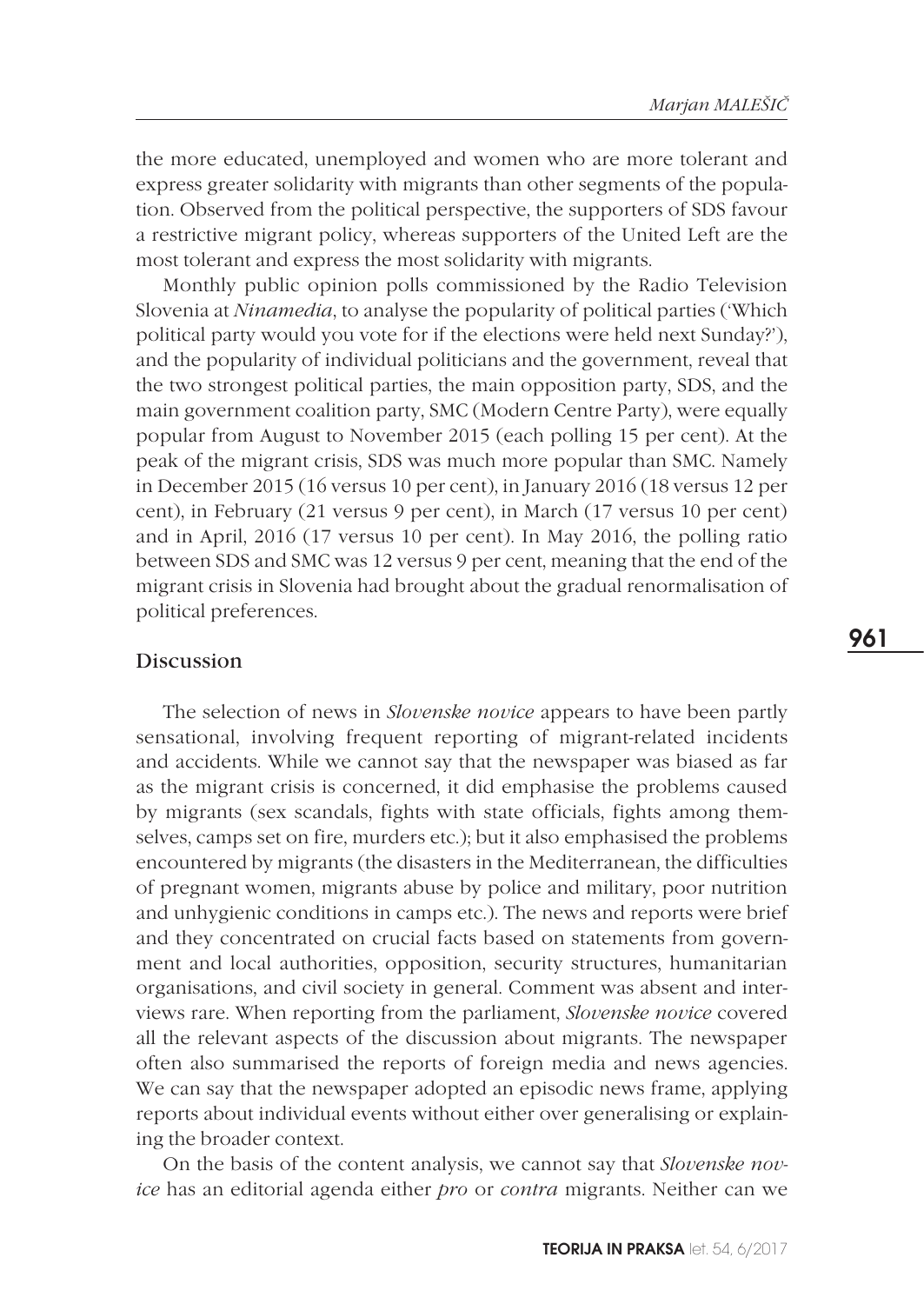the more educated, unemployed and women who are more tolerant and express greater solidarity with migrants than other segments of the population. Observed from the political perspective, the supporters of SDS favour a restrictive migrant policy, whereas supporters of the United Left are the most tolerant and express the most solidarity with migrants.

Monthly public opinion polls commissioned by the Radio Television Slovenia at *Ninamedia*, to analyse the popularity of political parties ('Which political party would you vote for if the elections were held next Sunday?'), and the popularity of individual politicians and the government, reveal that the two strongest political parties, the main opposition party, SDS, and the main government coalition party, SMC (Modern Centre Party), were equally popular from August to November 2015 (each polling 15 per cent). At the peak of the migrant crisis, SDS was much more popular than SMC. Namely in December 2015 (16 versus 10 per cent), in January 2016 (18 versus 12 per cent), in February (21 versus 9 per cent), in March (17 versus 10 per cent) and in April, 2016 (17 versus 10 per cent). In May 2016, the polling ratio between SDS and SMC was 12 versus 9 per cent, meaning that the end of the migrant crisis in Slovenia had brought about the gradual renormalisation of political preferences.

## Discussion

The selection of news in *Slovenske novice* appears to have been partly sensational, involving frequent reporting of migrant-related incidents and accidents. While we cannot say that the newspaper was biased as far as the migrant crisis is concerned, it did emphasise the problems caused by migrants (sex scandals, fights with state officials, fights among themselves, camps set on fire, murders etc.); but it also emphasised the problems encountered by migrants (the disasters in the Mediterranean, the difficulties of pregnant women, migrants abuse by police and military, poor nutrition and unhygienic conditions in camps etc.). The news and reports were brief and they concentrated on crucial facts based on statements from government and local authorities, opposition, security structures, humanitarian organisations, and civil society in general. Comment was absent and interviews rare. When reporting from the parliament, *Slovenske novice* covered all the relevant aspects of the discussion about migrants. The newspaper often also summarised the reports of foreign media and news agencies. We can say that the newspaper adopted an episodic news frame, applying reports about individual events without either over generalising or explaining the broader context.

On the basis of the content analysis, we cannot say that *Slovenske novice* has an editorial agenda either *pro* or *contra* migrants. Neither can we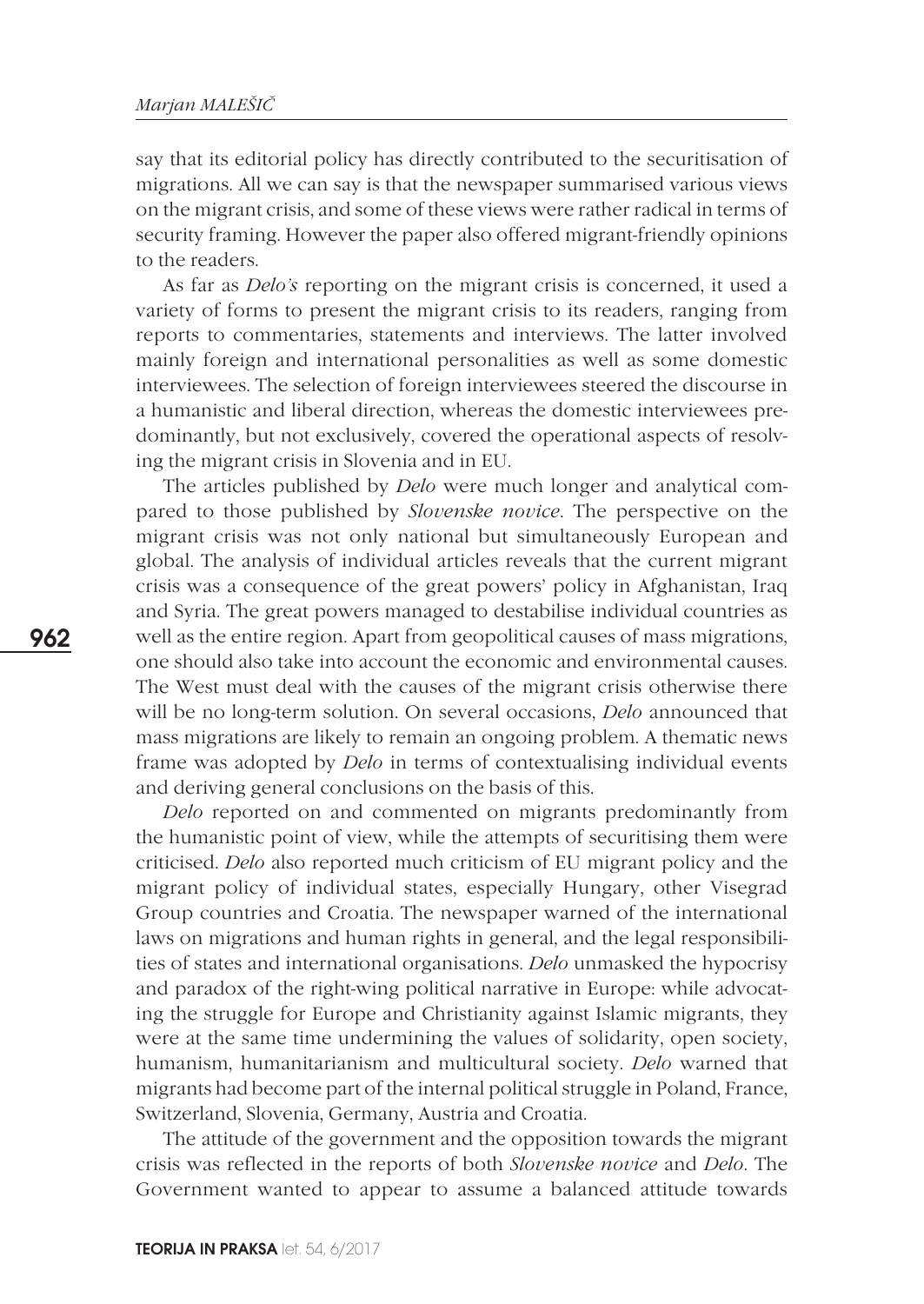say that its editorial policy has directly contributed to the securitisation of migrations. All we can say is that the newspaper summarised various views on the migrant crisis, and some of these views were rather radical in terms of security framing. However the paper also offered migrant-friendly opinions to the readers.

As far as *Delo's* reporting on the migrant crisis is concerned, it used a variety of forms to present the migrant crisis to its readers, ranging from reports to commentaries, statements and interviews. The latter involved mainly foreign and international personalities as well as some domestic interviewees. The selection of foreign interviewees steered the discourse in a humanistic and liberal direction, whereas the domestic interviewees predominantly, but not exclusively, covered the operational aspects of resolving the migrant crisis in Slovenia and in EU.

The articles published by *Delo* were much longer and analytical compared to those published by *Slovenske novice*. The perspective on the migrant crisis was not only national but simultaneously European and global. The analysis of individual articles reveals that the current migrant crisis was a consequence of the great powers' policy in Afghanistan, Iraq and Syria. The great powers managed to destabilise individual countries as well as the entire region. Apart from geopolitical causes of mass migrations, one should also take into account the economic and environmental causes. The West must deal with the causes of the migrant crisis otherwise there will be no long-term solution. On several occasions, *Delo* announced that mass migrations are likely to remain an ongoing problem. A thematic news frame was adopted by *Delo* in terms of contextualising individual events and deriving general conclusions on the basis of this.

*Delo* reported on and commented on migrants predominantly from the humanistic point of view, while the attempts of securitising them were criticised. *Delo* also reported much criticism of EU migrant policy and the migrant policy of individual states, especially Hungary, other Visegrad Group countries and Croatia. The newspaper warned of the international laws on migrations and human rights in general, and the legal responsibilities of states and international organisations. *Delo* unmasked the hypocrisy and paradox of the right-wing political narrative in Europe: while advocating the struggle for Europe and Christianity against Islamic migrants, they were at the same time undermining the values of solidarity, open society, humanism, humanitarianism and multicultural society. *Delo* warned that migrants had become part of the internal political struggle in Poland, France, Switzerland, Slovenia, Germany, Austria and Croatia.

The attitude of the government and the opposition towards the migrant crisis was reflected in the reports of both *Slovenske novice* and *Delo*. The Government wanted to appear to assume a balanced attitude towards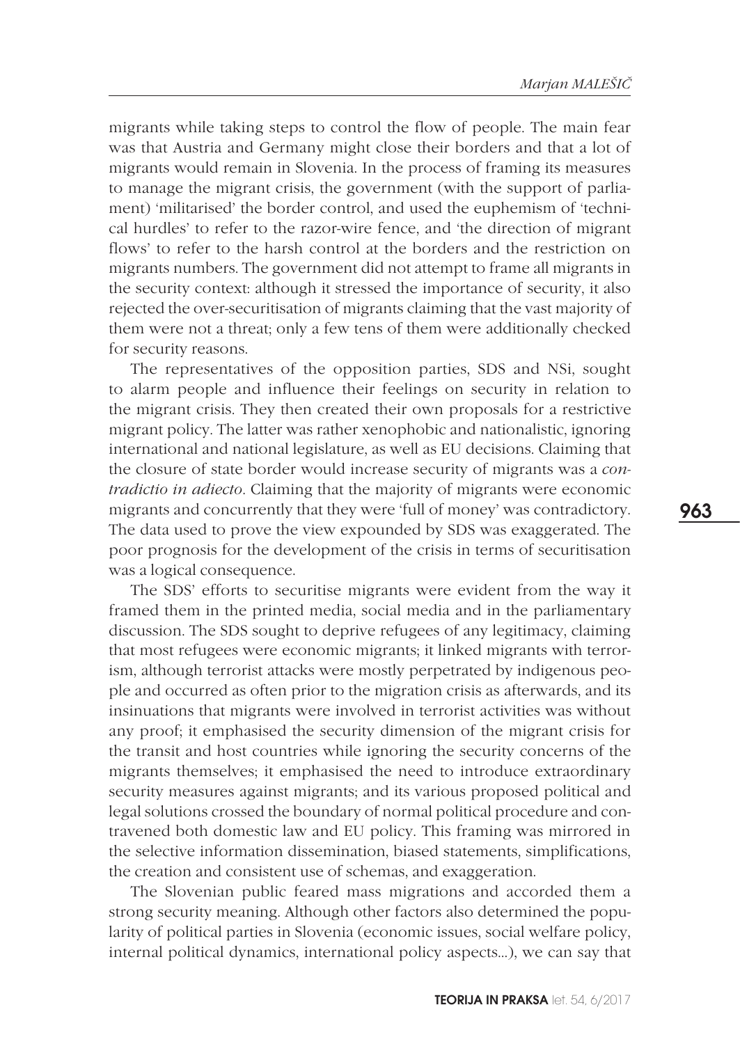migrants while taking steps to control the flow of people. The main fear was that Austria and Germany might close their borders and that a lot of migrants would remain in Slovenia. In the process of framing its measures to manage the migrant crisis, the government (with the support of parliament) 'militarised' the border control, and used the euphemism of 'technical hurdles' to refer to the razor-wire fence, and 'the direction of migrant flows' to refer to the harsh control at the borders and the restriction on migrants numbers. The government did not attempt to frame all migrants in the security context: although it stressed the importance of security, it also rejected the over-securitisation of migrants claiming that the vast majority of them were not a threat; only a few tens of them were additionally checked for security reasons.

The representatives of the opposition parties, SDS and NSi, sought to alarm people and influence their feelings on security in relation to the migrant crisis. They then created their own proposals for a restrictive migrant policy. The latter was rather xenophobic and nationalistic, ignoring international and national legislature, as well as EU decisions. Claiming that the closure of state border would increase security of migrants was a *contradictio in adiecto*. Claiming that the majority of migrants were economic migrants and concurrently that they were 'full of money' was contradictory. The data used to prove the view expounded by SDS was exaggerated. The poor prognosis for the development of the crisis in terms of securitisation was a logical consequence.

The SDS' efforts to securitise migrants were evident from the way it framed them in the printed media, social media and in the parliamentary discussion. The SDS sought to deprive refugees of any legitimacy, claiming that most refugees were economic migrants; it linked migrants with terrorism, although terrorist attacks were mostly perpetrated by indigenous people and occurred as often prior to the migration crisis as afterwards, and its insinuations that migrants were involved in terrorist activities was without any proof; it emphasised the security dimension of the migrant crisis for the transit and host countries while ignoring the security concerns of the migrants themselves; it emphasised the need to introduce extraordinary security measures against migrants; and its various proposed political and legal solutions crossed the boundary of normal political procedure and contravened both domestic law and EU policy. This framing was mirrored in the selective information dissemination, biased statements, simplifications, the creation and consistent use of schemas, and exaggeration.

The Slovenian public feared mass migrations and accorded them a strong security meaning. Although other factors also determined the popularity of political parties in Slovenia (economic issues, social welfare policy, internal political dynamics, international policy aspects...), we can say that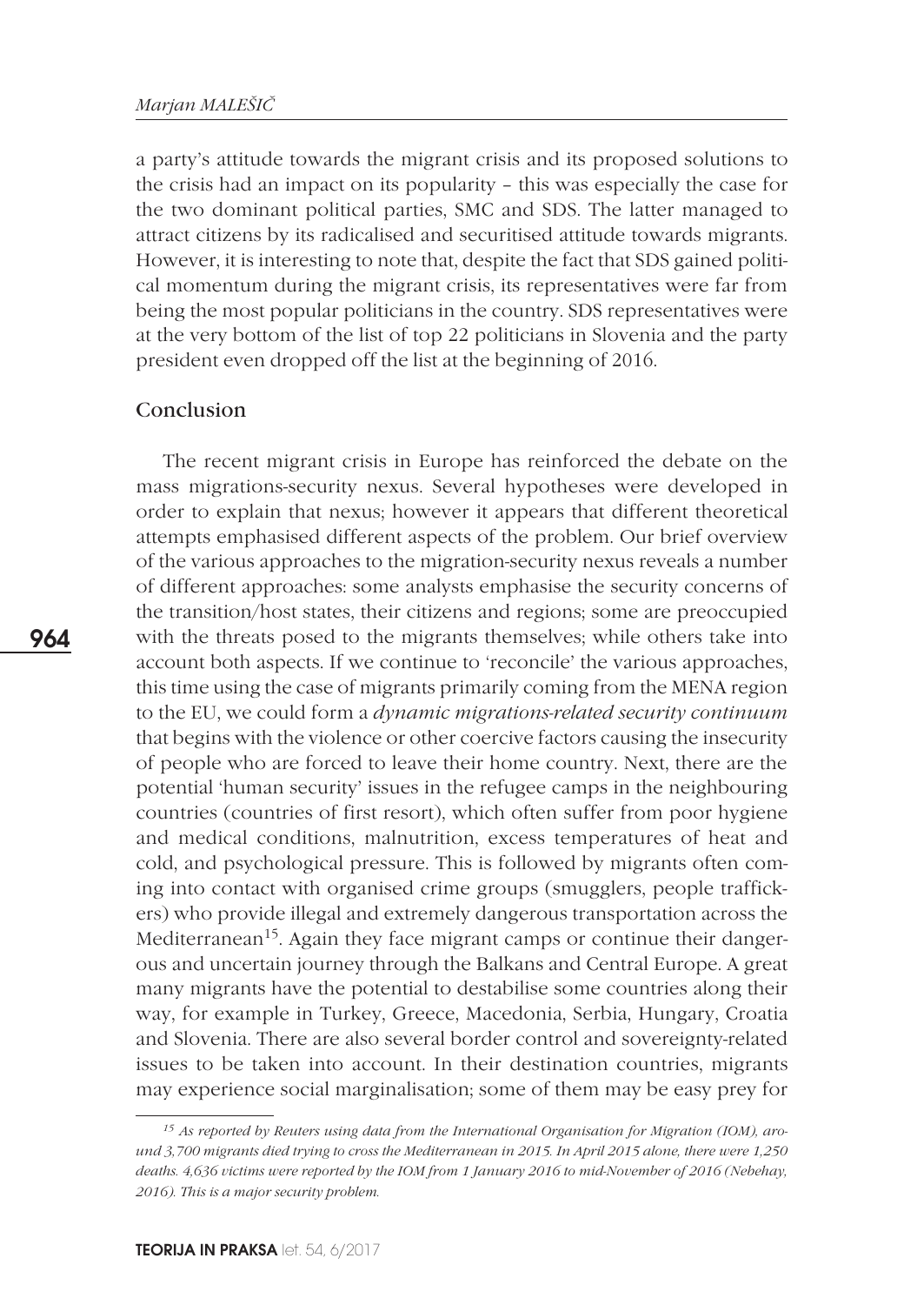a party's attitude towards the migrant crisis and its proposed solutions to the crisis had an impact on its popularity – this was especially the case for the two dominant political parties, SMC and SDS. The latter managed to attract citizens by its radicalised and securitised attitude towards migrants. However, it is interesting to note that, despite the fact that SDS gained political momentum during the migrant crisis, its representatives were far from being the most popular politicians in the country. SDS representatives were at the very bottom of the list of top 22 politicians in Slovenia and the party president even dropped off the list at the beginning of 2016.

## Conclusion

The recent migrant crisis in Europe has reinforced the debate on the mass migrations-security nexus. Several hypotheses were developed in order to explain that nexus; however it appears that different theoretical attempts emphasised different aspects of the problem. Our brief overview of the various approaches to the migration-security nexus reveals a number of different approaches: some analysts emphasise the security concerns of the transition/host states, their citizens and regions; some are preoccupied with the threats posed to the migrants themselves; while others take into account both aspects. If we continue to 'reconcile' the various approaches, this time using the case of migrants primarily coming from the MENA region to the EU, we could form a *dynamic migrations-related security continuum* that begins with the violence or other coercive factors causing the insecurity of people who are forced to leave their home country. Next, there are the potential 'human security' issues in the refugee camps in the neighbouring countries (countries of first resort), which often suffer from poor hygiene and medical conditions, malnutrition, excess temperatures of heat and cold, and psychological pressure. This is followed by migrants often coming into contact with organised crime groups (smugglers, people traffickers) who provide illegal and extremely dangerous transportation across the Mediterranean[15]. Again they face migrant camps or continue their dangerous and uncertain journey through the Balkans and Central Europe. A great many migrants have the potential to destabilise some countries along their way, for example in Turkey, Greece, Macedonia, Serbia, Hungary, Croatia and Slovenia. There are also several border control and sovereignty-related issues to be taken into account. In their destination countries, migrants may experience social marginalisation; some of them may be easy prey for

[15] *As reported by Reuters using data from the International Organisation for Migration (IOM), around 3,700 migrants died trying to cross the Mediterranean in 2015. In April 2015 alone, there were 1,250 deaths. 4,636 victims were reported by the IOM from 1 January 2016 to mid-November of 2016 (Nebehay, 2016). This is a major security problem.*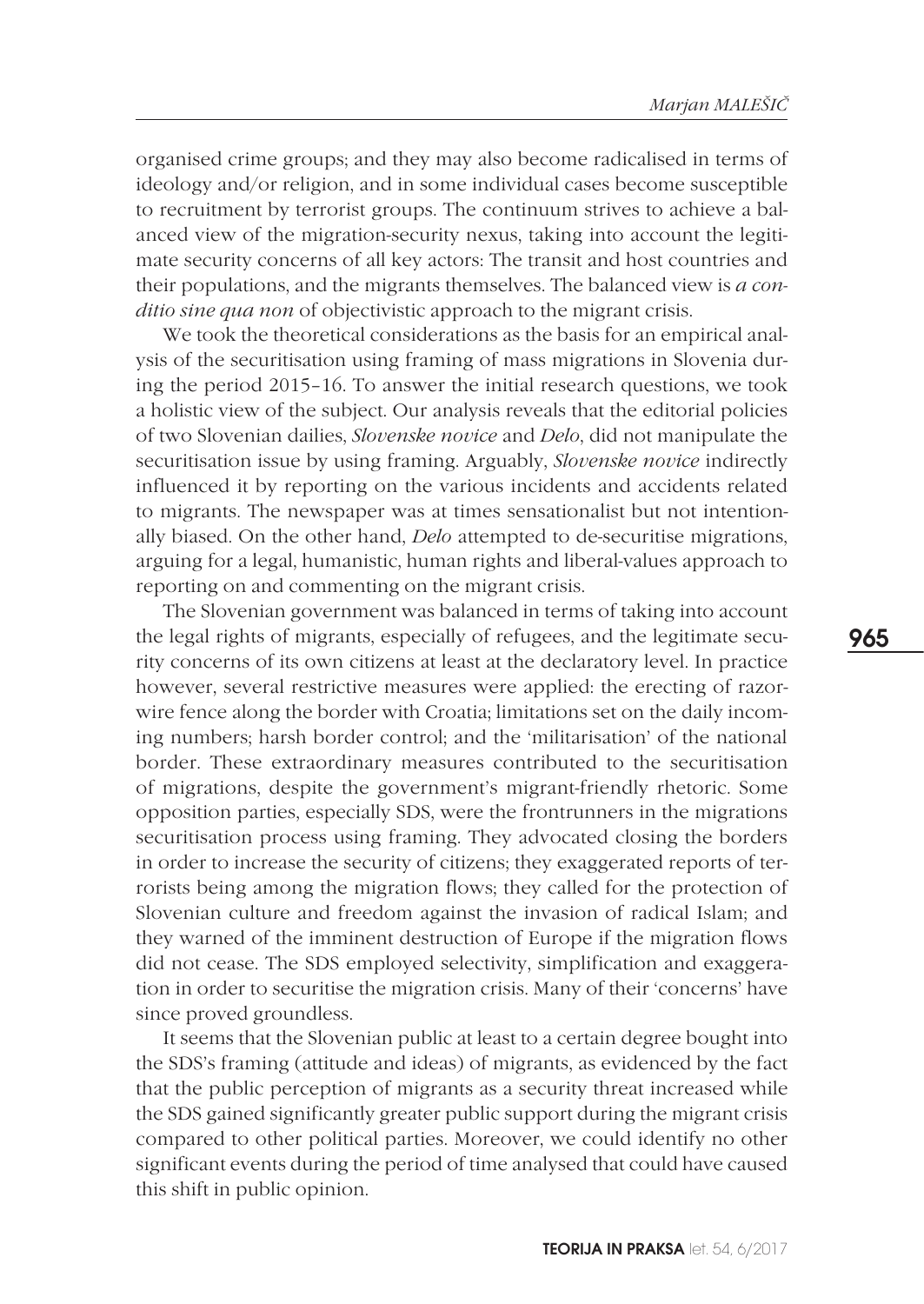organised crime groups; and they may also become radicalised in terms of ideology and/or religion, and in some individual cases become susceptible to recruitment by terrorist groups. The continuum strives to achieve a balanced view of the migration-security nexus, taking into account the legitimate security concerns of all key actors: The transit and host countries and their populations, and the migrants themselves. The balanced view is *a conditio sine qua non* of objectivistic approach to the migrant crisis.

We took the theoretical considerations as the basis for an empirical analysis of the securitisation using framing of mass migrations in Slovenia during the period 2015–16. To answer the initial research questions, we took a holistic view of the subject. Our analysis reveals that the editorial policies of two Slovenian dailies, *Slovenske novice* and *Delo*, did not manipulate the securitisation issue by using framing. Arguably, *Slovenske novice* indirectly influenced it by reporting on the various incidents and accidents related to migrants. The newspaper was at times sensationalist but not intentionally biased. On the other hand, *Delo* attempted to de-securitise migrations, arguing for a legal, humanistic, human rights and liberal-values approach to reporting on and commenting on the migrant crisis.

The Slovenian government was balanced in terms of taking into account the legal rights of migrants, especially of refugees, and the legitimate security concerns of its own citizens at least at the declaratory level. In practice however, several restrictive measures were applied: the erecting of razor-wire fence along the border with Croatia; limitations set on the daily incoming numbers; harsh border control; and the 'militarisation' of the national border. These extraordinary measures contributed to the securitisation of migrations, despite the government's migrant-friendly rhetoric. Some opposition parties, especially SDS, were the frontrunners in the migrations securitisation process using framing. They advocated closing the borders in order to increase the security of citizens; they exaggerated reports of terrorists being among the migration flows; they called for the protection of Slovenian culture and freedom against the invasion of radical Islam; and they warned of the imminent destruction of Europe if the migration flows did not cease. The SDS employed selectivity, simplification and exaggeration in order to securitise the migration crisis. Many of their 'concerns' have since proved groundless.

It seems that the Slovenian public at least to a certain degree bought into the SDS's framing (attitude and ideas) of migrants, as evidenced by the fact that the public perception of migrants as a security threat increased while the SDS gained significantly greater public support during the migrant crisis compared to other political parties. Moreover, we could identify no other significant events during the period of time analysed that could have caused this shift in public opinion.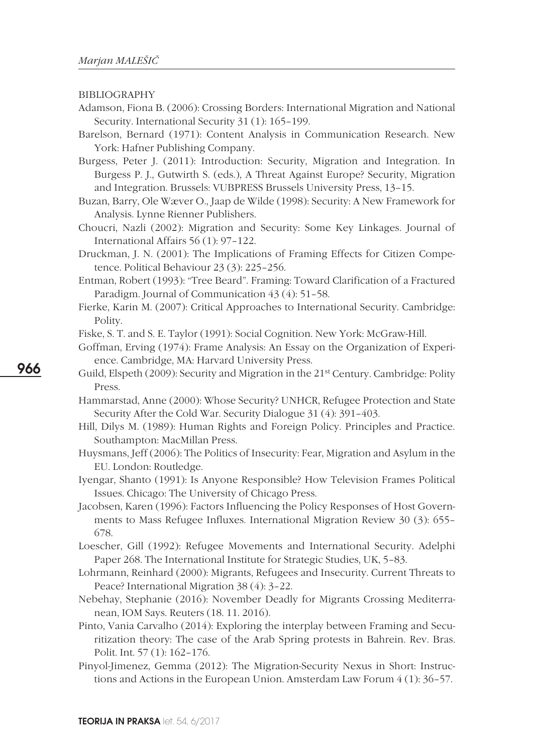BIBLIOGRAPHY

Adamson, Fiona B. (2006): Crossing Borders: International Migration and National Security. International Security 31 (1): 165–199.

Barelson, Bernard (1971): Content Analysis in Communication Research. New York: Hafner Publishing Company.

Burgess, Peter J. (2011): Introduction: Security, Migration and Integration. In Burgess P. J., Gutwirth S. (eds.), A Threat Against Europe? Security, Migration and Integration. Brussels: VUBPRESS Brussels University Press, 13–15.

Buzan, Barry, Ole Wæver O., Jaap de Wilde (1998): Security: A New Framework for Analysis. Lynne Rienner Publishers.

Choucri, Nazli (2002): Migration and Security: Some Key Linkages. Journal of International Affairs 56 (1): 97–122.

Druckman, J. N. (2001): The Implications of Framing Effects for Citizen Competence. Political Behaviour 23 (3): 225–256.

Entman, Robert (1993): "Tree Beard". Framing: Toward Clarification of a Fractured Paradigm. Journal of Communication 43 (4): 51–58.

Fierke, Karin M. (2007): Critical Approaches to International Security. Cambridge: Polity.

Fiske, S. T. and S. E. Taylor (1991): Social Cognition. New York: McGraw-Hill.

Goffman, Erving (1974): Frame Analysis: An Essay on the Organization of Experience. Cambridge, MA: Harvard University Press.

Guild, Elspeth (2009): Security and Migration in the 21st Century. Cambridge: Polity Press.

Hammarstad, Anne (2000): Whose Security? UNHCR, Refugee Protection and State Security After the Cold War. Security Dialogue 31 (4): 391–403.

Hill, Dilys M. (1989): Human Rights and Foreign Policy. Principles and Practice. Southampton: MacMillan Press.

Huysmans, Jeff (2006): The Politics of Insecurity: Fear, Migration and Asylum in the EU. London: Routledge.

Iyengar, Shanto (1991): Is Anyone Responsible? How Television Frames Political Issues. Chicago: The University of Chicago Press.

Jacobsen, Karen (1996): Factors Influencing the Policy Responses of Host Governments to Mass Refugee Influxes. International Migration Review 30 (3): 655–678.

Loescher, Gill (1992): Refugee Movements and International Security. Adelphi Paper 268. The International Institute for Strategic Studies, UK, 5–83.

Lohrmann, Reinhard (2000): Migrants, Refugees and Insecurity. Current Threats to Peace? International Migration 38 (4): 3–22.

Nebehay, Stephanie (2016): November Deadly for Migrants Crossing Mediterranean, IOM Says. Reuters (18. 11. 2016).

Pinto, Vania Carvalho (2014): Exploring the interplay between Framing and Securitization theory: The case of the Arab Spring protests in Bahrein. Rev. Bras. Polit. Int. 57 (1): 162–176.

Pinyol-Jimenez, Gemma (2012): The Migration-Security Nexus in Short: Instructions and Actions in the European Union. Amsterdam Law Forum 4 (1): 36–57.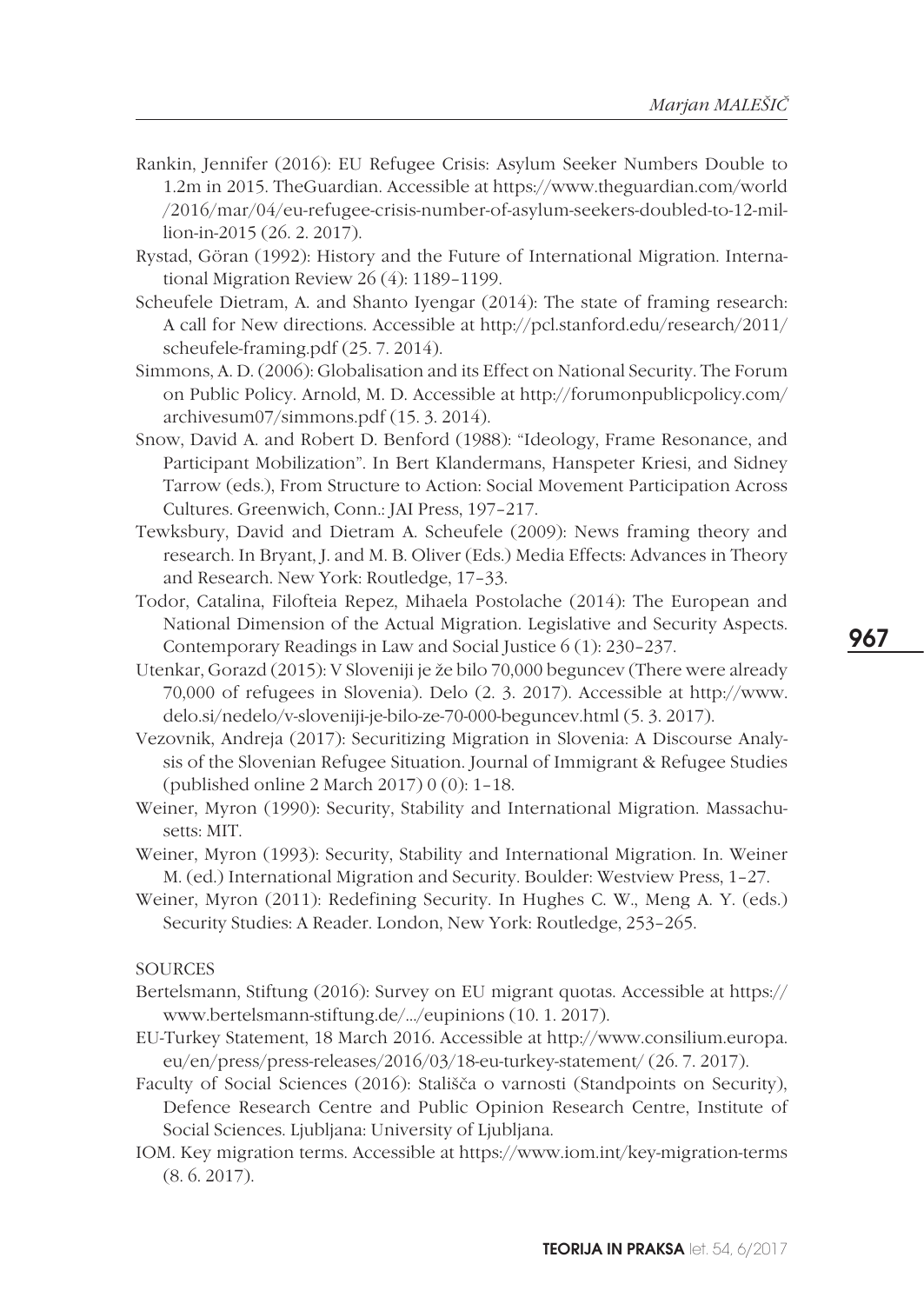Rankin, Jennifer (2016): EU Refugee Crisis: Asylum Seeker Numbers Double to 1.2m in 2015. TheGuardian. Accessible at https://www.theguardian.com/world/2016/mar/04/eu-refugee-crisis-number-of-asylum-seekers-doubled-to-12-million-in-2015 (26. 2. 2017).

Rystad, Göran (1992): History and the Future of International Migration. International Migration Review 26 (4): 1189–1199.

Scheufele Dietram, A. and Shanto Iyengar (2014): The state of framing research: A call for New directions. Accessible at http://pcl.stanford.edu/research/2011/scheufele-framing.pdf (25. 7. 2014).

Simmons, A. D. (2006): Globalisation and its Effect on National Security. The Forum on Public Policy. Arnold, M. D. Accessible at http://forumonpublicpolicy.com/archivesum07/simmons.pdf (15. 3. 2014).

Snow, David A. and Robert D. Benford (1988): "Ideology, Frame Resonance, and Participant Mobilization". In Bert Klandermans, Hanspeter Kriesi, and Sidney Tarrow (eds.), From Structure to Action: Social Movement Participation Across Cultures. Greenwich, Conn.: JAI Press, 197–217.

Tewksbury, David and Dietram A. Scheufele (2009): News framing theory and research. In Bryant, J. and M. B. Oliver (Eds.) Media Effects: Advances in Theory and Research. New York: Routledge, 17–33.

Todor, Catalina, Filofteia Repez, Mihaela Postolache (2014): The European and National Dimension of the Actual Migration. Legislative and Security Aspects. Contemporary Readings in Law and Social Justice 6 (1): 230–237.

Utenkar, Gorazd (2015): V Sloveniji je že bilo 70,000 beguncev (There were already 70,000 of refugees in Slovenia). Delo (2. 3. 2017). Accessible at http://www.delo.si/nedelo/v-sloveniji-je-bilo-ze-70-000-beguncev.html (5. 3. 2017).

Vezovnik, Andreja (2017): Securitizing Migration in Slovenia: A Discourse Analysis of the Slovenian Refugee Situation. Journal of Immigrant & Refugee Studies (published online 2 March 2017) 0 (0): 1–18.

Weiner, Myron (1990): Security, Stability and International Migration. Massachusetts: MIT.

Weiner, Myron (1993): Security, Stability and International Migration. In. Weiner M. (ed.) International Migration and Security. Boulder: Westview Press, 1–27.

Weiner, Myron (2011): Redefining Security. In Hughes C. W., Meng A. Y. (eds.) Security Studies: A Reader. London, New York: Routledge, 253–265.

SOURCES

Bertelsmann, Stiftung (2016): Survey on EU migrant quotas. Accessible at https://www.bertelsmann-stiftung.de/.../eupinions (10. 1. 2017).

EU-Turkey Statement, 18 March 2016. Accessible at http://www.consilium.europa.eu/en/press/press-releases/2016/03/18-eu-turkey-statement/ (26. 7. 2017).

Faculty of Social Sciences (2016): Stališča o varnosti (Standpoints on Security), Defence Research Centre and Public Opinion Research Centre, Institute of Social Sciences. Ljubljana: University of Ljubljana.

IOM. Key migration terms. Accessible at https://www.iom.int/key-migration-terms (8. 6. 2017).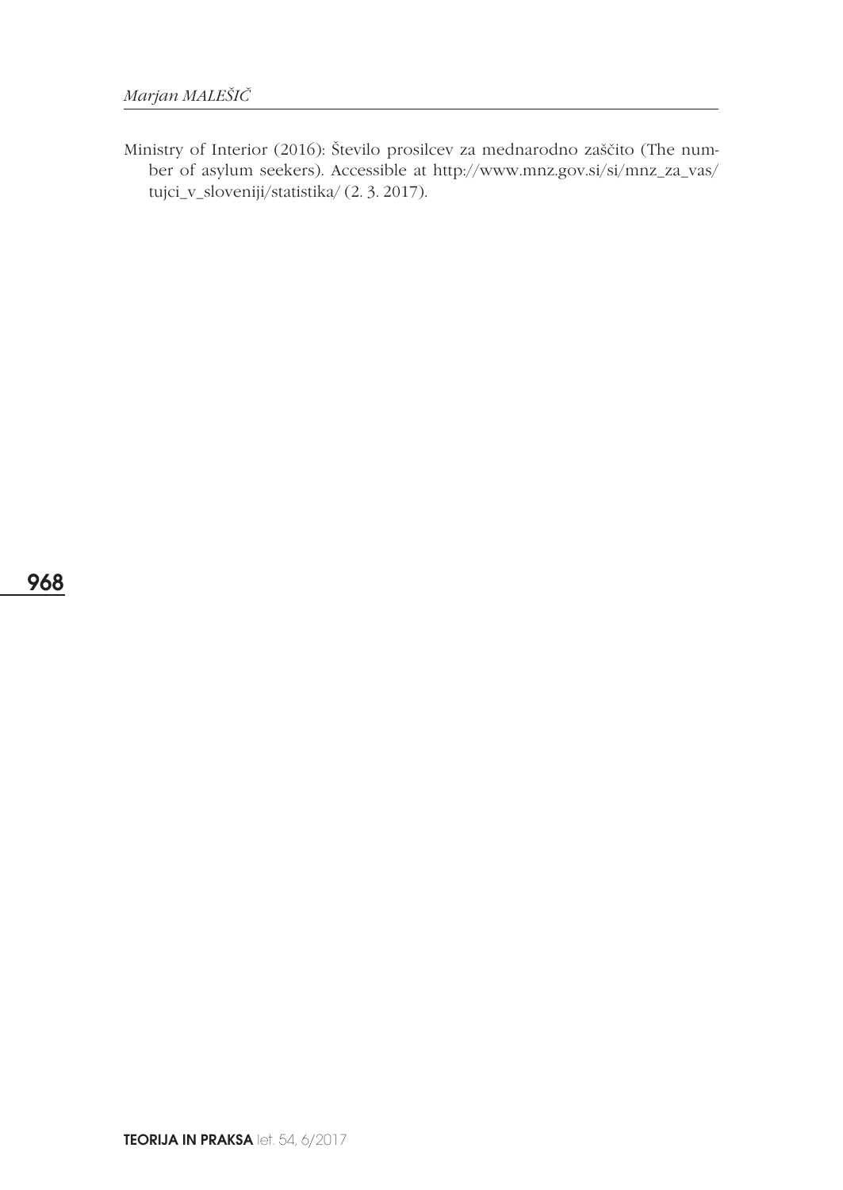Ministry of Interior (2016): Število prosilcev za mednarodno zaščito (The number of asylum seekers). Accessible at http://www.mnz.gov.si/si/mnz_za_vas/tujci_v_sloveniji/statistika/ (2. 3. 2017).